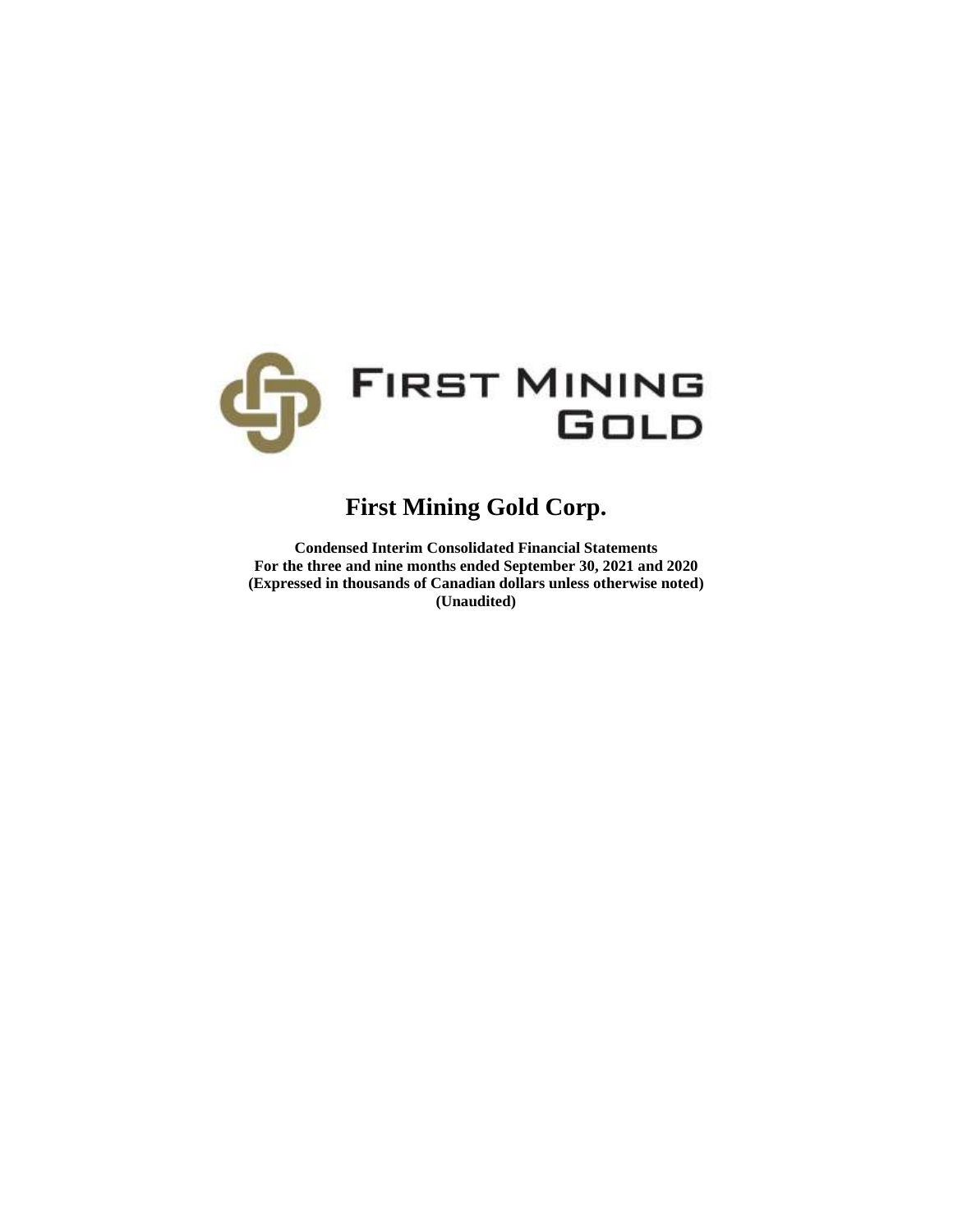FIRST MINING GOLD

# First Mining Gold Corp.

**Condensed Interim Consolidated Financial Statements**
**For the three and nine months ended September 30, 2021 and 2020**
**(Expressed in thousands of Canadian dollars unless otherwise noted)**
**(Unaudited)**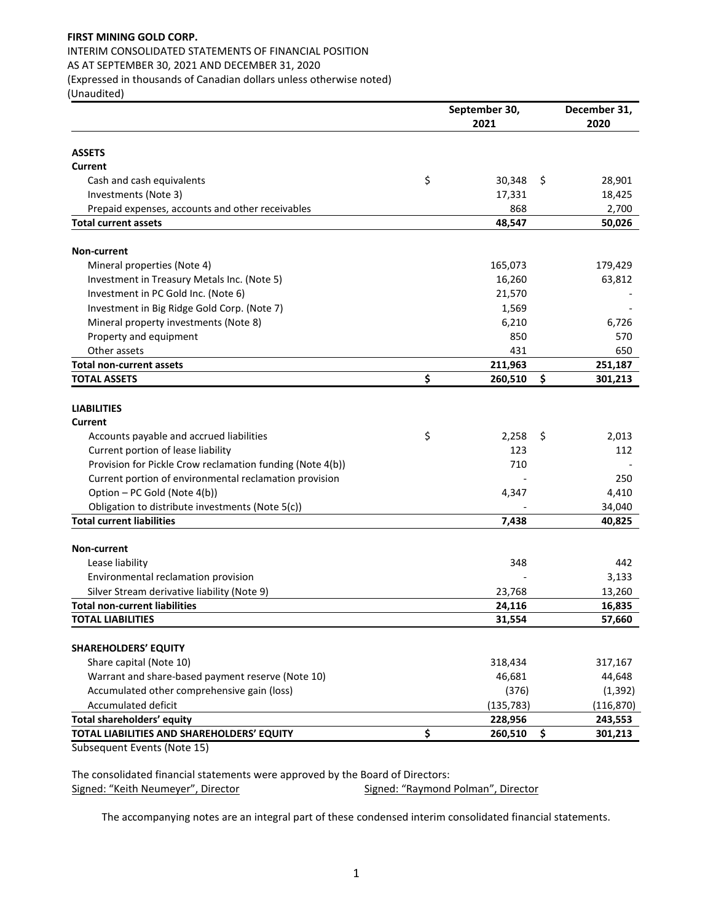**FIRST MINING GOLD CORP.**
INTERIM CONSOLIDATED STATEMENTS OF FINANCIAL POSITION
AS AT SEPTEMBER 30, 2021 AND DECEMBER 31, 2020
(Expressed in thousands of Canadian dollars unless otherwise noted)
(Unaudited)

| | September 30, 2021 | December 31, 2020 |
|---|---|---|
| **ASSETS** | | |
| **Current** | | |
| Cash and cash equivalents | $ 30,348 | $ 28,901 |
| Investments (Note 3) | 17,331 | 18,425 |
| Prepaid expenses, accounts and other receivables | 868 | 2,700 |
| **Total current assets** | **48,547** | **50,026** |
| **Non-current** | | |
| Mineral properties (Note 4) | 165,073 | 179,429 |
| Investment in Treasury Metals Inc. (Note 5) | 16,260 | 63,812 |
| Investment in PC Gold Inc. (Note 6) | 21,570 | - |
| Investment in Big Ridge Gold Corp. (Note 7) | 1,569 | - |
| Mineral property investments (Note 8) | 6,210 | 6,726 |
| Property and equipment | 850 | 570 |
| Other assets | 431 | 650 |
| **Total non-current assets** | **211,963** | **251,187** |
| **TOTAL ASSETS** | **$ 260,510** | **$ 301,213** |
| **LIABILITIES** | | |
| **Current** | | |
| Accounts payable and accrued liabilities | $ 2,258 | $ 2,013 |
| Current portion of lease liability | 123 | 112 |
| Provision for Pickle Crow reclamation funding (Note 4(b)) | 710 | - |
| Current portion of environmental reclamation provision | - | 250 |
| Option – PC Gold (Note 4(b)) | 4,347 | 4,410 |
| Obligation to distribute investments (Note 5(c)) | - | 34,040 |
| **Total current liabilities** | **7,438** | **40,825** |
| **Non-current** | | |
| Lease liability | 348 | 442 |
| Environmental reclamation provision | - | 3,133 |
| Silver Stream derivative liability (Note 9) | 23,768 | 13,260 |
| **Total non-current liabilities** | **24,116** | **16,835** |
| **TOTAL LIABILITIES** | **31,554** | **57,660** |
| **SHAREHOLDERS' EQUITY** | | |
| Share capital (Note 10) | 318,434 | 317,167 |
| Warrant and share-based payment reserve (Note 10) | 46,681 | 44,648 |
| Accumulated other comprehensive gain (loss) | (376) | (1,392) |
| Accumulated deficit | (135,783) | (116,870) |
| **Total shareholders' equity** | **228,956** | **243,553** |
| **TOTAL LIABILITIES AND SHAREHOLDERS' EQUITY** | **$ 260,510** | **$ 301,213** |

Subsequent Events (Note 15)

The consolidated financial statements were approved by the Board of Directors:
Signed: "Keith Neumeyer", Director Signed: "Raymond Polman", Director

The accompanying notes are an integral part of these condensed interim consolidated financial statements.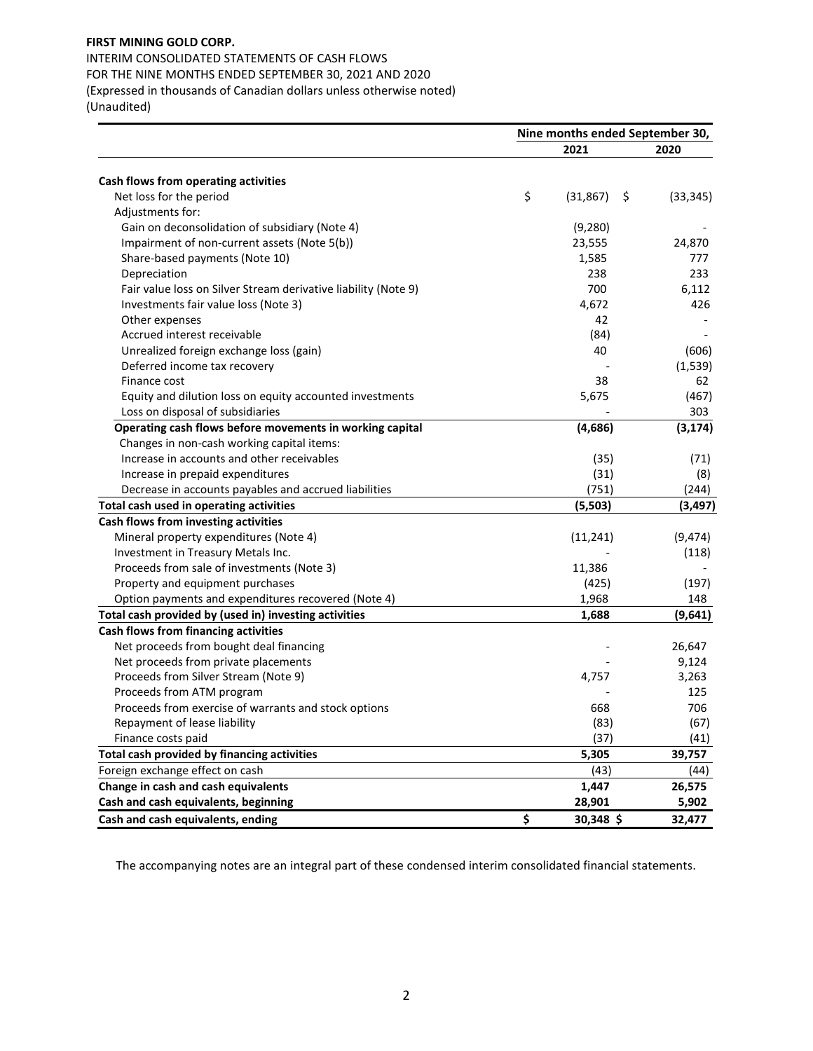**FIRST MINING GOLD CORP.**

INTERIM CONSOLIDATED STATEMENTS OF CASH FLOWS
FOR THE NINE MONTHS ENDED SEPTEMBER 30, 2021 AND 2020
(Expressed in thousands of Canadian dollars unless otherwise noted)
(Unaudited)

| | Nine months ended September 30, | |
|---|---|---|
| | **2021** | **2020** |
| **Cash flows from operating activities** | | |
| Net loss for the period | $ (31,867) | $ (33,345) |
| Adjustments for: | | |
| Gain on deconsolidation of subsidiary (Note 4) | (9,280) | - |
| Impairment of non-current assets (Note 5(b)) | 23,555 | 24,870 |
| Share-based payments (Note 10) | 1,585 | 777 |
| Depreciation | 238 | 233 |
| Fair value loss on Silver Stream derivative liability (Note 9) | 700 | 6,112 |
| Investments fair value loss (Note 3) | 4,672 | 426 |
| Other expenses | 42 | - |
| Accrued interest receivable | (84) | - |
| Unrealized foreign exchange loss (gain) | 40 | (606) |
| Deferred income tax recovery | - | (1,539) |
| Finance cost | 38 | 62 |
| Equity and dilution loss on equity accounted investments | 5,675 | (467) |
| Loss on disposal of subsidiaries | - | 303 |
| **Operating cash flows before movements in working capital** | **(4,686)** | **(3,174)** |
| Changes in non-cash working capital items: | | |
| Increase in accounts and other receivables | (35) | (71) |
| Increase in prepaid expenditures | (31) | (8) |
| Decrease in accounts payables and accrued liabilities | (751) | (244) |
| **Total cash used in operating activities** | **(5,503)** | **(3,497)** |
| **Cash flows from investing activities** | | |
| Mineral property expenditures (Note 4) | (11,241) | (9,474) |
| Investment in Treasury Metals Inc. | - | (118) |
| Proceeds from sale of investments (Note 3) | 11,386 | - |
| Property and equipment purchases | (425) | (197) |
| Option payments and expenditures recovered (Note 4) | 1,968 | 148 |
| **Total cash provided by (used in) investing activities** | **1,688** | **(9,641)** |
| **Cash flows from financing activities** | | |
| Net proceeds from bought deal financing | - | 26,647 |
| Net proceeds from private placements | - | 9,124 |
| Proceeds from Silver Stream (Note 9) | 4,757 | 3,263 |
| Proceeds from ATM program | - | 125 |
| Proceeds from exercise of warrants and stock options | 668 | 706 |
| Repayment of lease liability | (83) | (67) |
| Finance costs paid | (37) | (41) |
| **Total cash provided by financing activities** | **5,305** | **39,757** |
| Foreign exchange effect on cash | (43) | (44) |
| **Change in cash and cash equivalents** | **1,447** | **26,575** |
| **Cash and cash equivalents, beginning** | **28,901** | **5,902** |
| **Cash and cash equivalents, ending** | **$ 30,348** | **$ 32,477** |

The accompanying notes are an integral part of these condensed interim consolidated financial statements.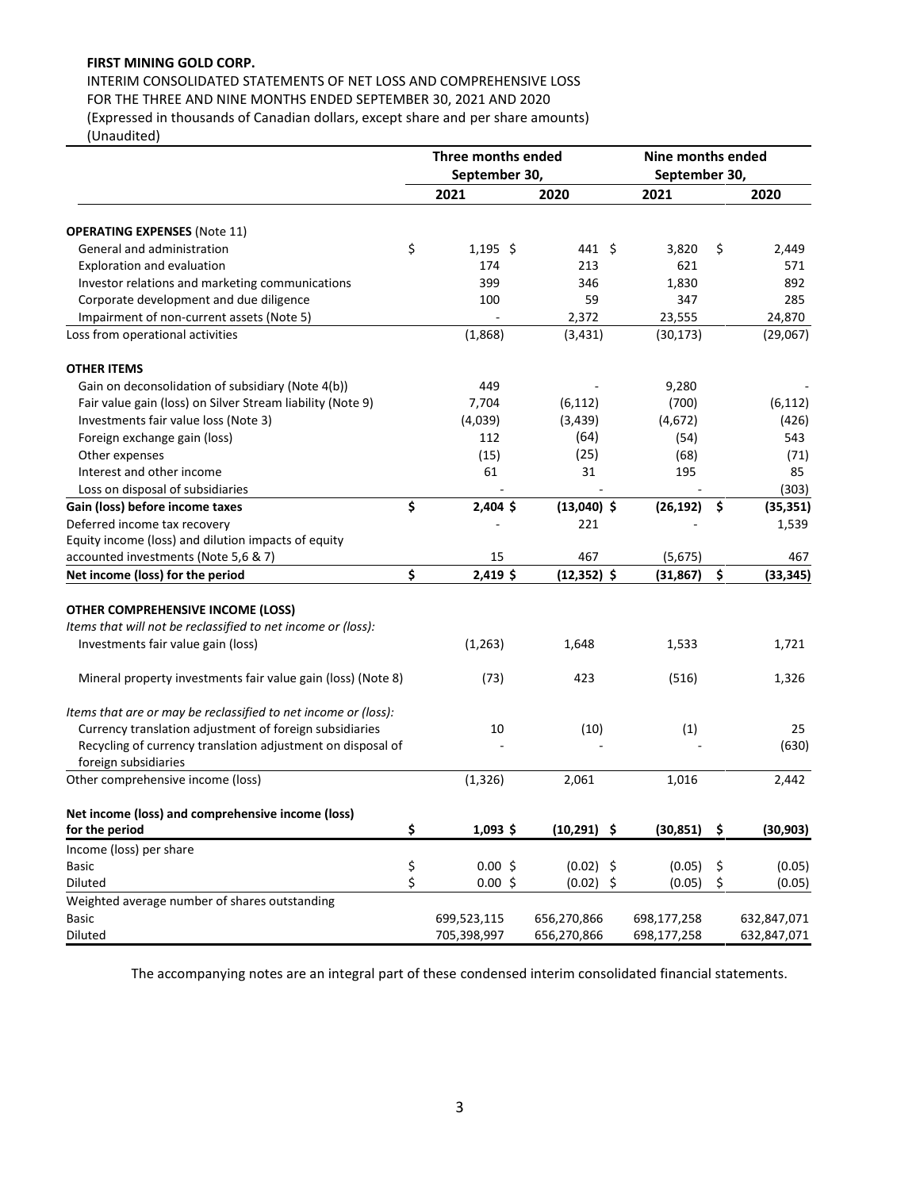**FIRST MINING GOLD CORP.**

INTERIM CONSOLIDATED STATEMENTS OF NET LOSS AND COMPREHENSIVE LOSS
FOR THE THREE AND NINE MONTHS ENDED SEPTEMBER 30, 2021 AND 2020
(Expressed in thousands of Canadian dollars, except share and per share amounts)
(Unaudited)

| | Three months ended September 30, | | Nine months ended September 30, | |
|---|---|---|---|---|
| | 2021 | 2020 | 2021 | 2020 |
| **OPERATING EXPENSES** (Note 11) | | | | |
| General and administration | $ 1,195 | $ 441 | $ 3,820 | $ 2,449 |
| Exploration and evaluation | 174 | 213 | 621 | 571 |
| Investor relations and marketing communications | 399 | 346 | 1,830 | 892 |
| Corporate development and due diligence | 100 | 59 | 347 | 285 |
| Impairment of non-current assets (Note 5) | - | 2,372 | 23,555 | 24,870 |
| Loss from operational activities | (1,868) | (3,431) | (30,173) | (29,067) |
| **OTHER ITEMS** | | | | |
| Gain on deconsolidation of subsidiary (Note 4(b)) | 449 | - | 9,280 | - |
| Fair value gain (loss) on Silver Stream liability (Note 9) | 7,704 | (6,112) | (700) | (6,112) |
| Investments fair value loss (Note 3) | (4,039) | (3,439) | (4,672) | (426) |
| Foreign exchange gain (loss) | 112 | (64) | (54) | 543 |
| Other expenses | (15) | (25) | (68) | (71) |
| Interest and other income | 61 | 31 | 195 | 85 |
| Loss on disposal of subsidiaries | - | - | - | (303) |
| **Gain (loss) before income taxes** | **$ 2,404** | **$ (13,040)** | **$ (26,192)** | **$ (35,351)** |
| Deferred income tax recovery | - | 221 | - | 1,539 |
| Equity income (loss) and dilution impacts of equity accounted investments (Note 5,6 & 7) | 15 | 467 | (5,675) | 467 |
| **Net income (loss) for the period** | **$ 2,419** | **$ (12,352)** | **$ (31,867)** | **$ (33,345)** |
| **OTHER COMPREHENSIVE INCOME (LOSS)** | | | | |
| *Items that will not be reclassified to net income or (loss):* | | | | |
| Investments fair value gain (loss) | (1,263) | 1,648 | 1,533 | 1,721 |
| Mineral property investments fair value gain (loss) (Note 8) | (73) | 423 | (516) | 1,326 |
| *Items that are or may be reclassified to net income or (loss):* | | | | |
| Currency translation adjustment of foreign subsidiaries | 10 | (10) | (1) | 25 |
| Recycling of currency translation adjustment on disposal of foreign subsidiaries | - | - | - | (630) |
| Other comprehensive income (loss) | (1,326) | 2,061 | 1,016 | 2,442 |
| **Net income (loss) and comprehensive income (loss) for the period** | **$ 1,093** | **$ (10,291)** | **$ (30,851)** | **$ (30,903)** |
| Income (loss) per share | | | | |
| Basic | $ 0.00 | $ (0.02) | $ (0.05) | $ (0.05) |
| Diluted | $ 0.00 | $ (0.02) | $ (0.05) | $ (0.05) |
| Weighted average number of shares outstanding | | | | |
| Basic | 699,523,115 | 656,270,866 | 698,177,258 | 632,847,071 |
| Diluted | 705,398,997 | 656,270,866 | 698,177,258 | 632,847,071 |

The accompanying notes are an integral part of these condensed interim consolidated financial statements.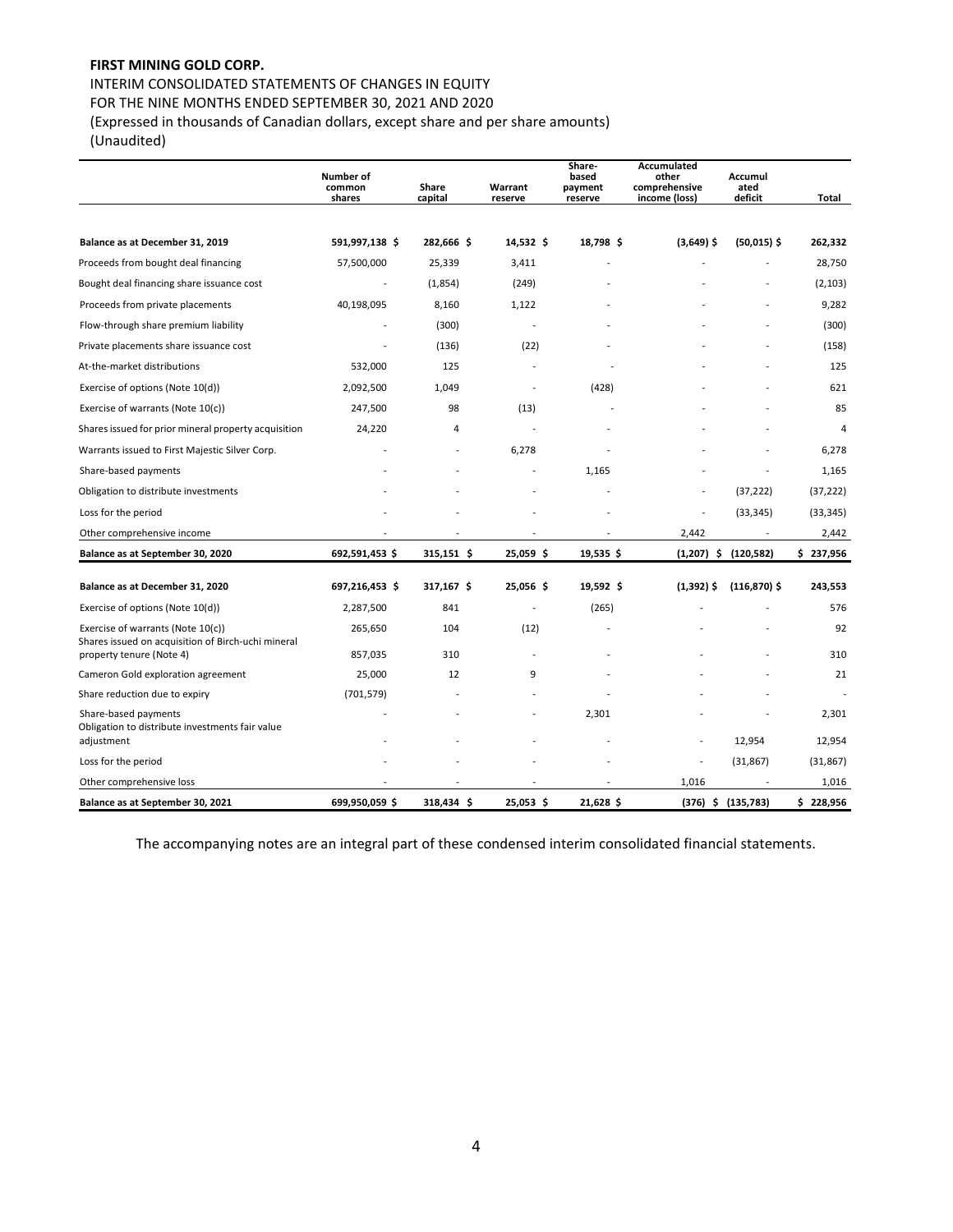**FIRST MINING GOLD CORP.**

INTERIM CONSOLIDATED STATEMENTS OF CHANGES IN EQUITY

FOR THE NINE MONTHS ENDED SEPTEMBER 30, 2021 AND 2020

(Expressed in thousands of Canadian dollars, except share and per share amounts)

(Unaudited)

| | Number of common shares | Share capital | Warrant reserve | Share-based payment reserve | Accumulated other comprehensive income (loss) | Accumulated deficit | Total |
|---|---|---|---|---|---|---|---|
| **Balance as at December 31, 2019** | **591,997,138 $** | **282,666 $** | **14,532 $** | **18,798 $** | **(3,649) $** | **(50,015) $** | **262,332** |
| Proceeds from bought deal financing | 57,500,000 | 25,339 | 3,411 | - | - | - | 28,750 |
| Bought deal financing share issuance cost | - | (1,854) | (249) | - | - | - | (2,103) |
| Proceeds from private placements | 40,198,095 | 8,160 | 1,122 | - | - | - | 9,282 |
| Flow-through share premium liability | - | (300) | - | - | - | - | (300) |
| Private placements share issuance cost | - | (136) | (22) | - | - | - | (158) |
| At-the-market distributions | 532,000 | 125 | - | - | - | - | 125 |
| Exercise of options (Note 10(d)) | 2,092,500 | 1,049 | - | (428) | - | - | 621 |
| Exercise of warrants (Note 10(c)) | 247,500 | 98 | (13) | - | - | - | 85 |
| Shares issued for prior mineral property acquisition | 24,220 | 4 | - | - | - | - | 4 |
| Warrants issued to First Majestic Silver Corp. | - | - | 6,278 | - | - | - | 6,278 |
| Share-based payments | - | - | - | 1,165 | - | - | 1,165 |
| Obligation to distribute investments | - | - | - | - | - | (37,222) | (37,222) |
| Loss for the period | - | - | - | - | - | (33,345) | (33,345) |
| Other comprehensive income | - | - | - | - | 2,442 | - | 2,442 |
| **Balance as at September 30, 2020** | **692,591,453 $** | **315,151 $** | **25,059 $** | **19,535 $** | **(1,207) $** | **(120,582)** | **$ 237,956** |
| **Balance as at December 31, 2020** | **697,216,453 $** | **317,167 $** | **25,056 $** | **19,592 $** | **(1,392) $** | **(116,870) $** | **243,553** |
| Exercise of options (Note 10(d)) | 2,287,500 | 841 | - | (265) | - | - | 576 |
| Exercise of warrants (Note 10(c)) | 265,650 | 104 | (12) | - | - | - | 92 |
| Shares issued on acquisition of Birch-uchi mineral property tenure (Note 4) | 857,035 | 310 | - | - | - | - | 310 |
| Cameron Gold exploration agreement | 25,000 | 12 | 9 | - | - | - | 21 |
| Share reduction due to expiry | (701,579) | - | - | - | - | - | - |
| Share-based payments | - | - | - | 2,301 | - | - | 2,301 |
| Obligation to distribute investments fair value adjustment | - | - | - | - | - | 12,954 | 12,954 |
| Loss for the period | - | - | - | - | - | (31,867) | (31,867) |
| Other comprehensive loss | - | - | - | - | 1,016 | - | 1,016 |
| **Balance as at September 30, 2021** | **699,950,059 $** | **318,434 $** | **25,053 $** | **21,628 $** | **(376) $** | **(135,783)** | **$ 228,956** |

The accompanying notes are an integral part of these condensed interim consolidated financial statements.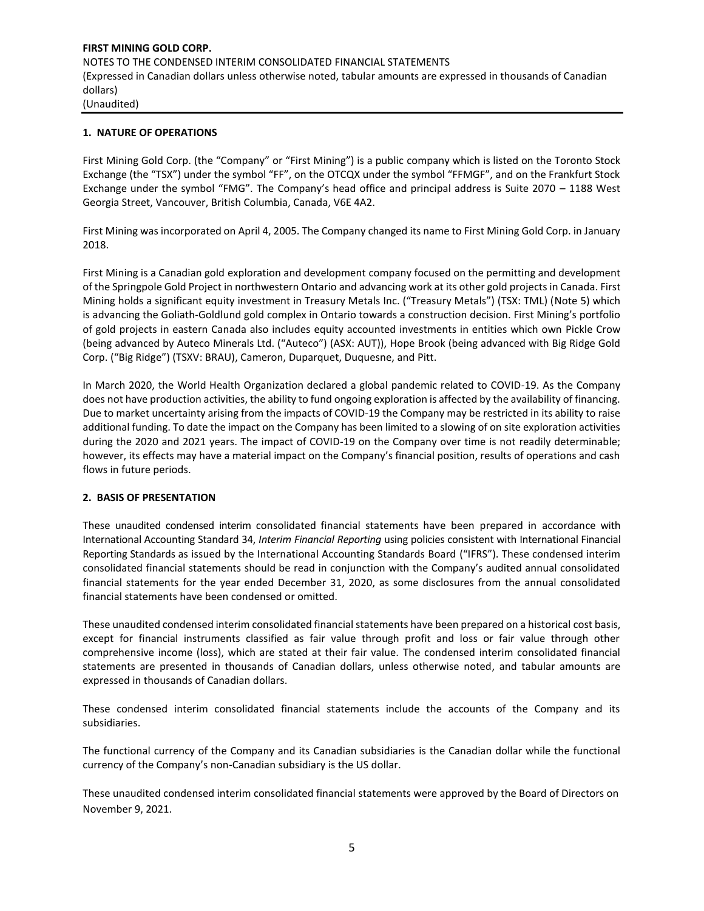## 1. NATURE OF OPERATIONS

First Mining Gold Corp. (the "Company" or "First Mining") is a public company which is listed on the Toronto Stock Exchange (the "TSX") under the symbol "FF", on the OTCQX under the symbol "FFMGF", and on the Frankfurt Stock Exchange under the symbol "FMG". The Company's head office and principal address is Suite 2070 – 1188 West Georgia Street, Vancouver, British Columbia, Canada, V6E 4A2.

First Mining was incorporated on April 4, 2005. The Company changed its name to First Mining Gold Corp. in January 2018.

First Mining is a Canadian gold exploration and development company focused on the permitting and development of the Springpole Gold Project in northwestern Ontario and advancing work at its other gold projects in Canada. First Mining holds a significant equity investment in Treasury Metals Inc. ("Treasury Metals") (TSX: TML) (Note 5) which is advancing the Goliath-Goldlund gold complex in Ontario towards a construction decision. First Mining's portfolio of gold projects in eastern Canada also includes equity accounted investments in entities which own Pickle Crow (being advanced by Auteco Minerals Ltd. ("Auteco") (ASX: AUT)), Hope Brook (being advanced with Big Ridge Gold Corp. ("Big Ridge") (TSXV: BRAU), Cameron, Duparquet, Duquesne, and Pitt.

In March 2020, the World Health Organization declared a global pandemic related to COVID-19. As the Company does not have production activities, the ability to fund ongoing exploration is affected by the availability of financing. Due to market uncertainty arising from the impacts of COVID-19 the Company may be restricted in its ability to raise additional funding. To date the impact on the Company has been limited to a slowing of on site exploration activities during the 2020 and 2021 years. The impact of COVID-19 on the Company over time is not readily determinable; however, its effects may have a material impact on the Company's financial position, results of operations and cash flows in future periods.

## 2. BASIS OF PRESENTATION

These unaudited condensed interim consolidated financial statements have been prepared in accordance with International Accounting Standard 34, *Interim Financial Reporting* using policies consistent with International Financial Reporting Standards as issued by the International Accounting Standards Board ("IFRS"). These condensed interim consolidated financial statements should be read in conjunction with the Company's audited annual consolidated financial statements for the year ended December 31, 2020, as some disclosures from the annual consolidated financial statements have been condensed or omitted.

These unaudited condensed interim consolidated financial statements have been prepared on a historical cost basis, except for financial instruments classified as fair value through profit and loss or fair value through other comprehensive income (loss), which are stated at their fair value. The condensed interim consolidated financial statements are presented in thousands of Canadian dollars, unless otherwise noted, and tabular amounts are expressed in thousands of Canadian dollars.

These condensed interim consolidated financial statements include the accounts of the Company and its subsidiaries.

The functional currency of the Company and its Canadian subsidiaries is the Canadian dollar while the functional currency of the Company's non-Canadian subsidiary is the US dollar.

These unaudited condensed interim consolidated financial statements were approved by the Board of Directors on November 9, 2021.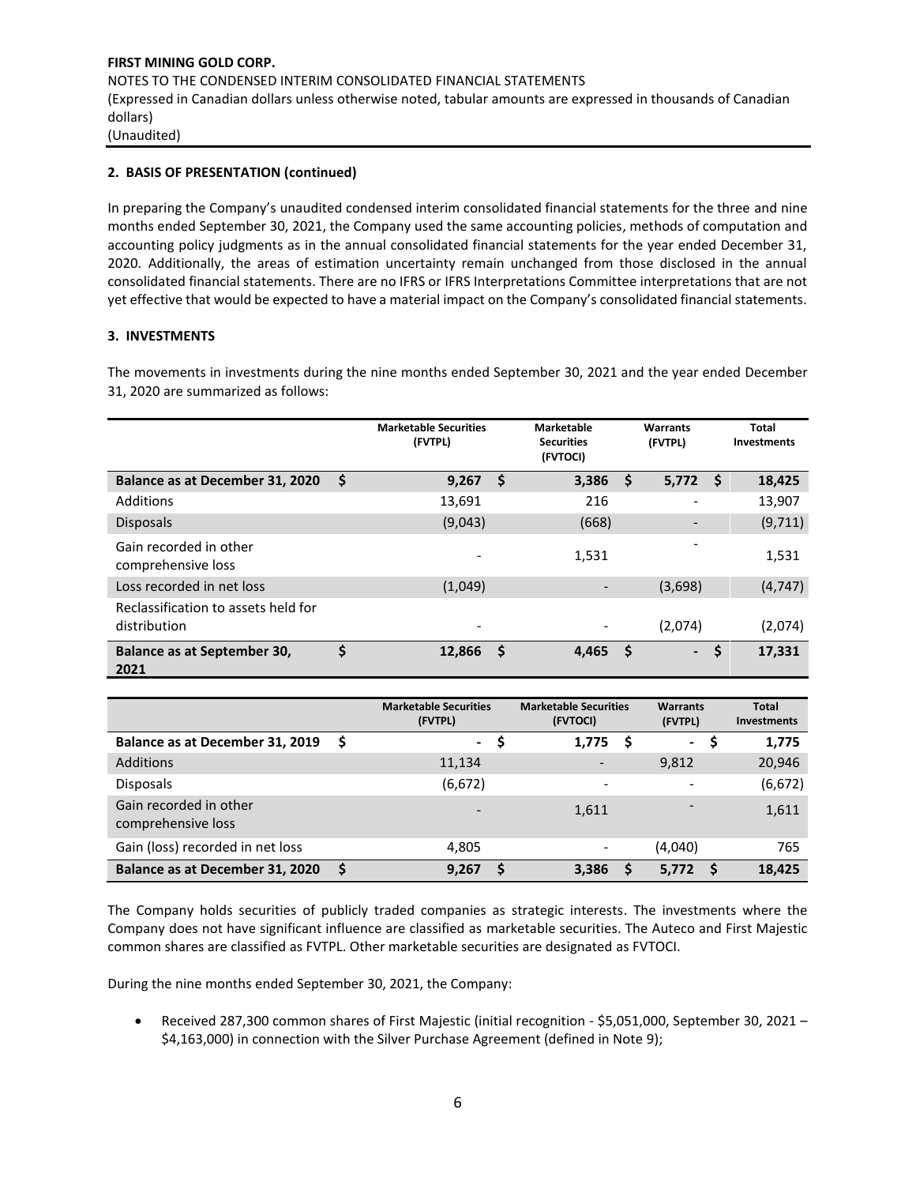FIRST MINING GOLD CORP.
NOTES TO THE CONDENSED INTERIM CONSOLIDATED FINANCIAL STATEMENTS
(Expressed in Canadian dollars unless otherwise noted, tabular amounts are expressed in thousands of Canadian dollars)
(Unaudited)

## 2. BASIS OF PRESENTATION (continued)

In preparing the Company's unaudited condensed interim consolidated financial statements for the three and nine months ended September 30, 2021, the Company used the same accounting policies, methods of computation and accounting policy judgments as in the annual consolidated financial statements for the year ended December 31, 2020. Additionally, the areas of estimation uncertainty remain unchanged from those disclosed in the annual consolidated financial statements. There are no IFRS or IFRS Interpretations Committee interpretations that are not yet effective that would be expected to have a material impact on the Company's consolidated financial statements.

## 3. INVESTMENTS

The movements in investments during the nine months ended September 30, 2021 and the year ended December 31, 2020 are summarized as follows:

| | Marketable Securities (FVTPL) | Marketable Securities (FVTOCI) | Warrants (FVTPL) | Total Investments |
|---|---|---|---|---|
| **Balance as at December 31, 2020** | **$ 9,267** | **$ 3,386** | **$ 5,772** | **$ 18,425** |
| Additions | 13,691 | 216 | - | 13,907 |
| Disposals | (9,043) | (668) | - | (9,711) |
| Gain recorded in other comprehensive loss | - | 1,531 | - | 1,531 |
| Loss recorded in net loss | (1,049) | - | (3,698) | (4,747) |
| Reclassification to assets held for distribution | - | - | (2,074) | (2,074) |
| **Balance as at September 30, 2021** | **$ 12,866** | **$ 4,465** | **$ -** | **$ 17,331** |

| | Marketable Securities (FVTPL) | Marketable Securities (FVTOCI) | Warrants (FVTPL) | Total Investments |
|---|---|---|---|---|
| **Balance as at December 31, 2019** | **$ -** | **$ 1,775** | **$ -** | **$ 1,775** |
| Additions | 11,134 | - | 9,812 | 20,946 |
| Disposals | (6,672) | - | - | (6,672) |
| Gain recorded in other comprehensive loss | - | 1,611 | - | 1,611 |
| Gain (loss) recorded in net loss | 4,805 | - | (4,040) | 765 |
| **Balance as at December 31, 2020** | **$ 9,267** | **$ 3,386** | **$ 5,772** | **$ 18,425** |

The Company holds securities of publicly traded companies as strategic interests. The investments where the Company does not have significant influence are classified as marketable securities. The Auteco and First Majestic common shares are classified as FVTPL. Other marketable securities are designated as FVTOCI.

During the nine months ended September 30, 2021, the Company:

- Received 287,300 common shares of First Majestic (initial recognition - $5,051,000, September 30, 2021 – $4,163,000) in connection with the Silver Purchase Agreement (defined in Note 9);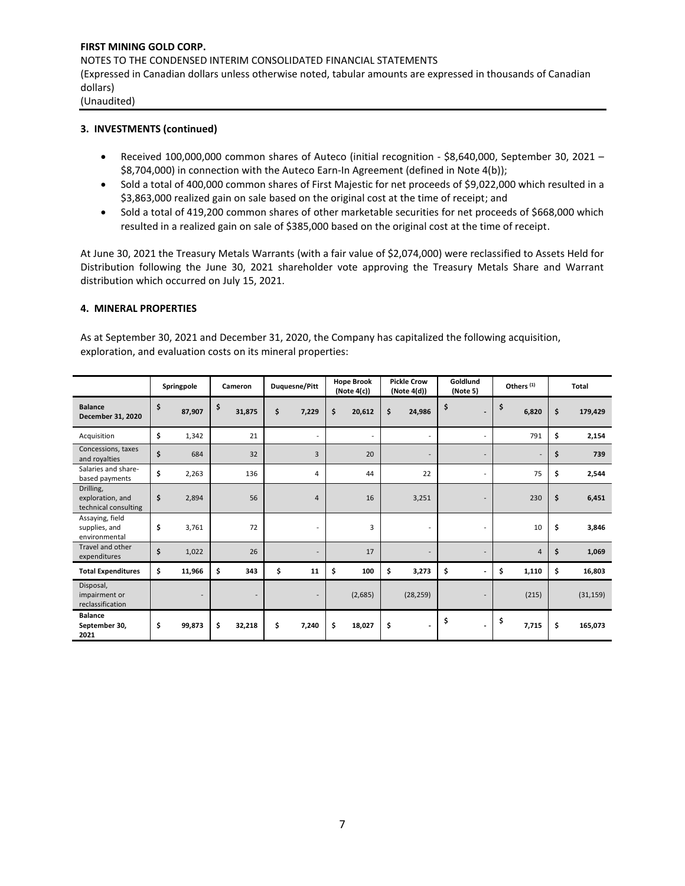### 3. INVESTMENTS (continued)

- Received 100,000,000 common shares of Auteco (initial recognition - \$8,640,000, September 30, 2021 – \$8,704,000) in connection with the Auteco Earn-In Agreement (defined in Note 4(b));
- Sold a total of 400,000 common shares of First Majestic for net proceeds of \$9,022,000 which resulted in a \$3,863,000 realized gain on sale based on the original cost at the time of receipt; and
- Sold a total of 419,200 common shares of other marketable securities for net proceeds of \$668,000 which resulted in a realized gain on sale of \$385,000 based on the original cost at the time of receipt.

At June 30, 2021 the Treasury Metals Warrants (with a fair value of \$2,074,000) were reclassified to Assets Held for Distribution following the June 30, 2021 shareholder vote approving the Treasury Metals Share and Warrant distribution which occurred on July 15, 2021.

### 4. MINERAL PROPERTIES

As at September 30, 2021 and December 31, 2020, the Company has capitalized the following acquisition, exploration, and evaluation costs on its mineral properties:

| | Springpole | Cameron | Duquesne/Pitt | Hope Brook (Note 4(c)) | Pickle Crow (Note 4(d)) | Goldlund (Note 5) | Others [1] | Total |
|---|---|---|---|---|---|---|---|---|
| **Balance December 31, 2020** | \$ 87,907 | \$ 31,875 | \$ 7,229 | \$ 20,612 | \$ 24,986 | \$ - | \$ 6,820 | \$ 179,429 |
| Acquisition | \$ 1,342 | 21 | - | - | - | - | 791 | \$ 2,154 |
| Concessions, taxes and royalties | \$ 684 | 32 | 3 | 20 | - | - | - | \$ 739 |
| Salaries and share-based payments | \$ 2,263 | 136 | 4 | 44 | 22 | - | 75 | \$ 2,544 |
| Drilling, exploration, and technical consulting | \$ 2,894 | 56 | 4 | 16 | 3,251 | - | 230 | \$ 6,451 |
| Assaying, field supplies, and environmental | \$ 3,761 | 72 | - | 3 | - | - | 10 | \$ 3,846 |
| Travel and other expenditures | \$ 1,022 | 26 | - | 17 | - | - | 4 | \$ 1,069 |
| **Total Expenditures** | \$ 11,966 | \$ 343 | \$ 11 | \$ 100 | \$ 3,273 | \$ - | \$ 1,110 | \$ 16,803 |
| Disposal, impairment or reclassification | - | - | - | (2,685) | (28,259) | - | (215) | (31,159) |
| **Balance September 30, 2021** | \$ 99,873 | \$ 32,218 | \$ 7,240 | \$ 18,027 | \$ - | \$ - | \$ 7,715 | \$ 165,073 |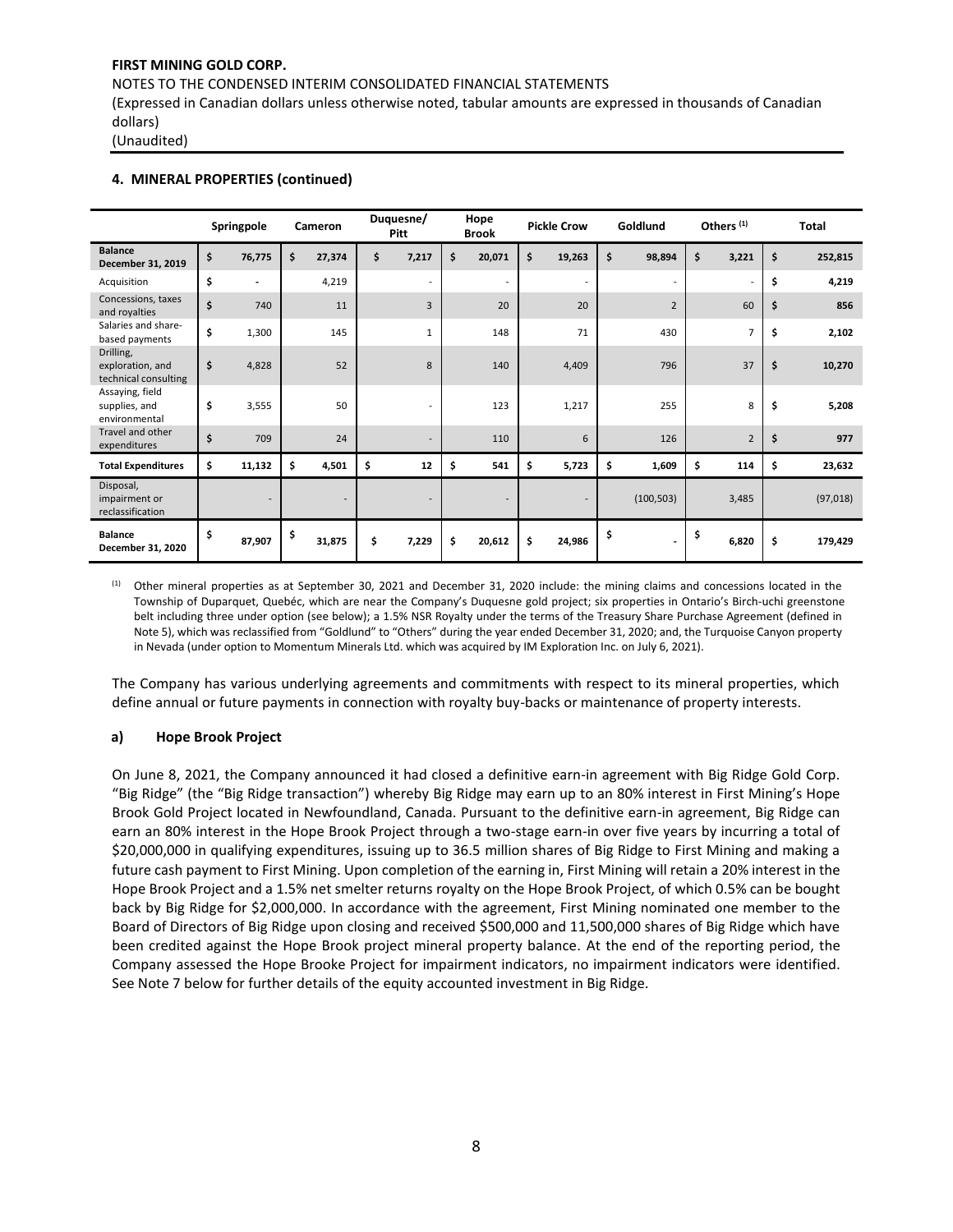## 4. MINERAL PROPERTIES (continued)

| | Springpole | Cameron | Duquesne/ Pitt | Hope Brook | Pickle Crow | Goldlund | Others (1) | Total |
|---|---|---|---|---|---|---|---|---|
| **Balance December 31, 2019** | $ 76,775 | $ 27,374 | $ 7,217 | $ 20,071 | $ 19,263 | $ 98,894 | $ 3,221 | $ 252,815 |
| Acquisition | $ - | 4,219 | - | - | - | - | - | $ 4,219 |
| Concessions, taxes and royalties | $ 740 | 11 | 3 | 20 | 20 | 2 | 60 | $ 856 |
| Salaries and share-based payments | $ 1,300 | 145 | 1 | 148 | 71 | 430 | 7 | $ 2,102 |
| Drilling, exploration, and technical consulting | $ 4,828 | 52 | 8 | 140 | 4,409 | 796 | 37 | $ 10,270 |
| Assaying, field supplies, and environmental | $ 3,555 | 50 | - | 123 | 1,217 | 255 | 8 | $ 5,208 |
| Travel and other expenditures | $ 709 | 24 | - | 110 | 6 | 126 | 2 | $ 977 |
| **Total Expenditures** | $ 11,132 | $ 4,501 | $ 12 | $ 541 | $ 5,723 | $ 1,609 | $ 114 | $ 23,632 |
| Disposal, impairment or reclassification | - | - | - | - | - | (100,503) | 3,485 | (97,018) |
| **Balance December 31, 2020** | $ 87,907 | $ 31,875 | $ 7,229 | $ 20,612 | $ 24,986 | $ - | $ 6,820 | $ 179,429 |

(1) Other mineral properties as at September 30, 2021 and December 31, 2020 include: the mining claims and concessions located in the Township of Duparquet, Quebéc, which are near the Company's Duquesne gold project; six properties in Ontario's Birch-uchi greenstone belt including three under option (see below); a 1.5% NSR Royalty under the terms of the Treasury Share Purchase Agreement (defined in Note 5), which was reclassified from "Goldlund" to "Others" during the year ended December 31, 2020; and, the Turquoise Canyon property in Nevada (under option to Momentum Minerals Ltd. which was acquired by IM Exploration Inc. on July 6, 2021).

The Company has various underlying agreements and commitments with respect to its mineral properties, which define annual or future payments in connection with royalty buy-backs or maintenance of property interests.

### a) Hope Brook Project

On June 8, 2021, the Company announced it had closed a definitive earn-in agreement with Big Ridge Gold Corp. "Big Ridge" (the "Big Ridge transaction") whereby Big Ridge may earn up to an 80% interest in First Mining's Hope Brook Gold Project located in Newfoundland, Canada. Pursuant to the definitive earn-in agreement, Big Ridge can earn an 80% interest in the Hope Brook Project through a two-stage earn-in over five years by incurring a total of $20,000,000 in qualifying expenditures, issuing up to 36.5 million shares of Big Ridge to First Mining and making a future cash payment to First Mining. Upon completion of the earning in, First Mining will retain a 20% interest in the Hope Brook Project and a 1.5% net smelter returns royalty on the Hope Brook Project, of which 0.5% can be bought back by Big Ridge for $2,000,000. In accordance with the agreement, First Mining nominated one member to the Board of Directors of Big Ridge upon closing and received $500,000 and 11,500,000 shares of Big Ridge which have been credited against the Hope Brook project mineral property balance. At the end of the reporting period, the Company assessed the Hope Brooke Project for impairment indicators, no impairment indicators were identified. See Note 7 below for further details of the equity accounted investment in Big Ridge.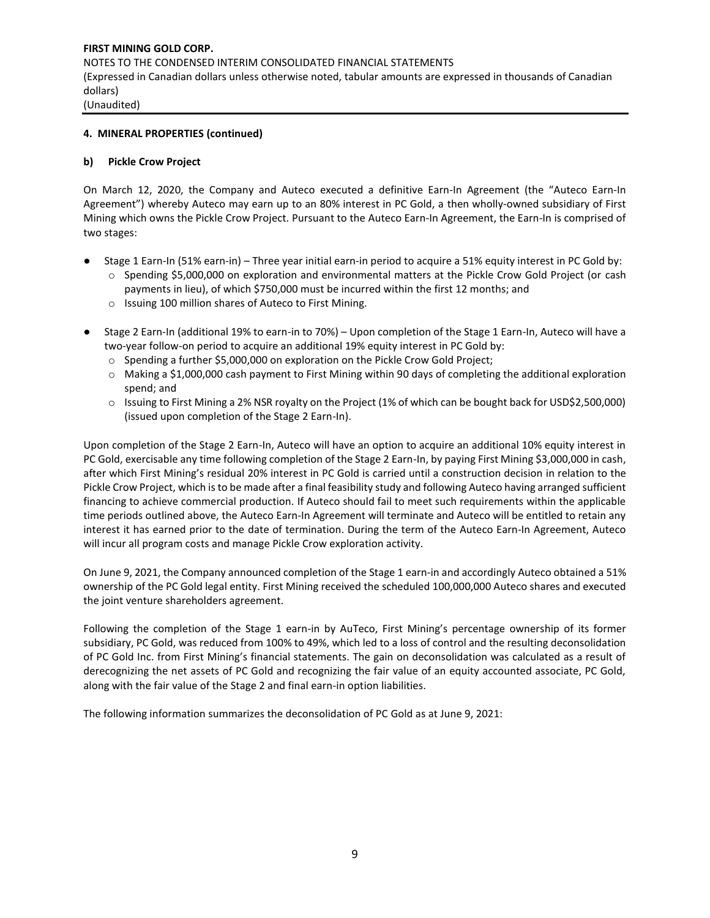**4. MINERAL PROPERTIES (continued)**

**b) Pickle Crow Project**

On March 12, 2020, the Company and Auteco executed a definitive Earn-In Agreement (the "Auteco Earn-In Agreement") whereby Auteco may earn up to an 80% interest in PC Gold, a then wholly-owned subsidiary of First Mining which owns the Pickle Crow Project. Pursuant to the Auteco Earn-In Agreement, the Earn-In is comprised of two stages:

- Stage 1 Earn-In (51% earn-in) – Three year initial earn-in period to acquire a 51% equity interest in PC Gold by:
  - Spending $5,000,000 on exploration and environmental matters at the Pickle Crow Gold Project (or cash payments in lieu), of which $750,000 must be incurred within the first 12 months; and
  - Issuing 100 million shares of Auteco to First Mining.
- Stage 2 Earn-In (additional 19% to earn-in to 70%) – Upon completion of the Stage 1 Earn-In, Auteco will have a two-year follow-on period to acquire an additional 19% equity interest in PC Gold by:
  - Spending a further $5,000,000 on exploration on the Pickle Crow Gold Project;
  - Making a $1,000,000 cash payment to First Mining within 90 days of completing the additional exploration spend; and
  - Issuing to First Mining a 2% NSR royalty on the Project (1% of which can be bought back for USD$2,500,000) (issued upon completion of the Stage 2 Earn-In).

Upon completion of the Stage 2 Earn-In, Auteco will have an option to acquire an additional 10% equity interest in PC Gold, exercisable any time following completion of the Stage 2 Earn-In, by paying First Mining $3,000,000 in cash, after which First Mining's residual 20% interest in PC Gold is carried until a construction decision in relation to the Pickle Crow Project, which is to be made after a final feasibility study and following Auteco having arranged sufficient financing to achieve commercial production. If Auteco should fail to meet such requirements within the applicable time periods outlined above, the Auteco Earn-In Agreement will terminate and Auteco will be entitled to retain any interest it has earned prior to the date of termination. During the term of the Auteco Earn-In Agreement, Auteco will incur all program costs and manage Pickle Crow exploration activity.

On June 9, 2021, the Company announced completion of the Stage 1 earn-in and accordingly Auteco obtained a 51% ownership of the PC Gold legal entity. First Mining received the scheduled 100,000,000 Auteco shares and executed the joint venture shareholders agreement.

Following the completion of the Stage 1 earn-in by AuTeco, First Mining's percentage ownership of its former subsidiary, PC Gold, was reduced from 100% to 49%, which led to a loss of control and the resulting deconsolidation of PC Gold Inc. from First Mining's financial statements. The gain on deconsolidation was calculated as a result of derecognizing the net assets of PC Gold and recognizing the fair value of an equity accounted associate, PC Gold, along with the fair value of the Stage 2 and final earn-in option liabilities.

The following information summarizes the deconsolidation of PC Gold as at June 9, 2021: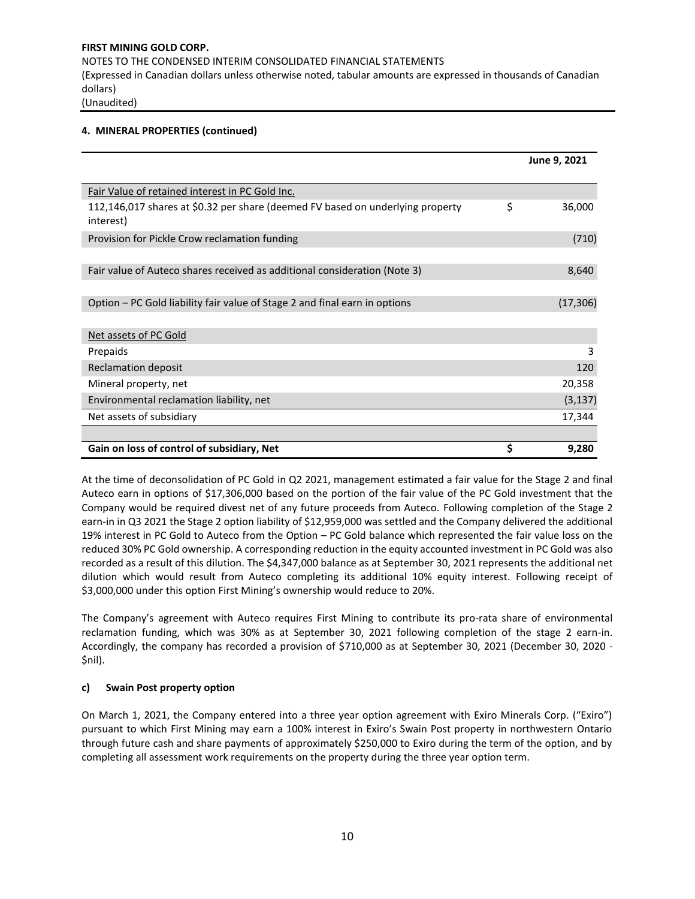## 4. MINERAL PROPERTIES (continued)

| | | June 9, 2021 |
|---|---|---|
| Fair Value of retained interest in PC Gold Inc. | | |
| 112,146,017 shares at $0.32 per share (deemed FV based on underlying property interest) | $ | 36,000 |
| Provision for Pickle Crow reclamation funding | | (710) |
| | | |
| Fair value of Auteco shares received as additional consideration (Note 3) | | 8,640 |
| | | |
| Option – PC Gold liability fair value of Stage 2 and final earn in options | | (17,306) |
| | | |
| Net assets of PC Gold | | |
| Prepaids | | 3 |
| Reclamation deposit | | 120 |
| Mineral property, net | | 20,358 |
| Environmental reclamation liability, net | | (3,137) |
| Net assets of subsidiary | | 17,344 |
| | | |
| **Gain on loss of control of subsidiary, Net** | **$** | **9,280** |

At the time of deconsolidation of PC Gold in Q2 2021, management estimated a fair value for the Stage 2 and final Auteco earn in options of $17,306,000 based on the portion of the fair value of the PC Gold investment that the Company would be required divest net of any future proceeds from Auteco. Following completion of the Stage 2 earn-in in Q3 2021 the Stage 2 option liability of $12,959,000 was settled and the Company delivered the additional 19% interest in PC Gold to Auteco from the Option – PC Gold balance which represented the fair value loss on the reduced 30% PC Gold ownership. A corresponding reduction in the equity accounted investment in PC Gold was also recorded as a result of this dilution. The $4,347,000 balance as at September 30, 2021 represents the additional net dilution which would result from Auteco completing its additional 10% equity interest. Following receipt of $3,000,000 under this option First Mining's ownership would reduce to 20%.

The Company's agreement with Auteco requires First Mining to contribute its pro-rata share of environmental reclamation funding, which was 30% as at September 30, 2021 following completion of the stage 2 earn-in. Accordingly, the company has recorded a provision of $710,000 as at September 30, 2021 (December 30, 2020 - $nil).

### c) Swain Post property option

On March 1, 2021, the Company entered into a three year option agreement with Exiro Minerals Corp. ("Exiro") pursuant to which First Mining may earn a 100% interest in Exiro's Swain Post property in northwestern Ontario through future cash and share payments of approximately $250,000 to Exiro during the term of the option, and by completing all assessment work requirements on the property during the three year option term.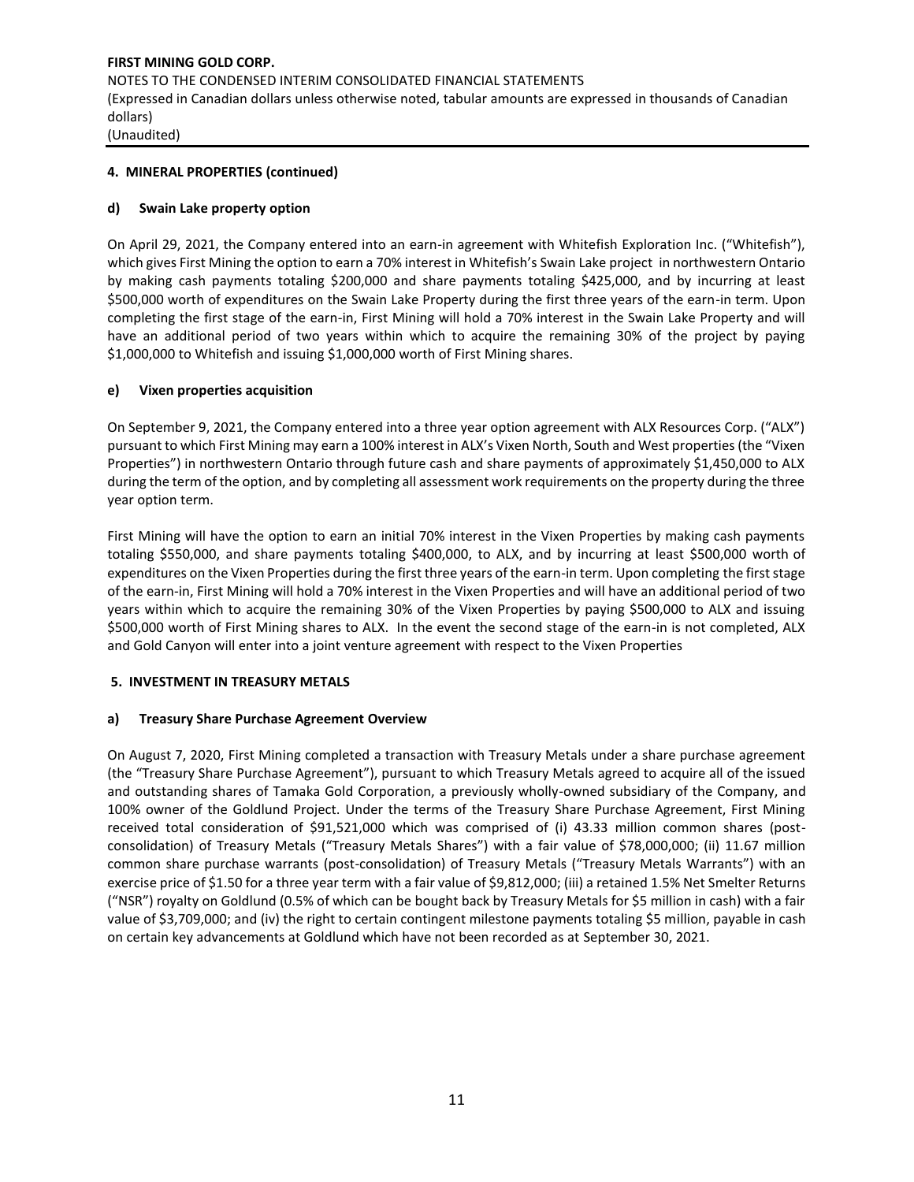#### 4. MINERAL PROPERTIES (continued)

#### d) Swain Lake property option

On April 29, 2021, the Company entered into an earn-in agreement with Whitefish Exploration Inc. ("Whitefish"), which gives First Mining the option to earn a 70% interest in Whitefish's Swain Lake project in northwestern Ontario by making cash payments totaling $200,000 and share payments totaling $425,000, and by incurring at least $500,000 worth of expenditures on the Swain Lake Property during the first three years of the earn-in term. Upon completing the first stage of the earn-in, First Mining will hold a 70% interest in the Swain Lake Property and will have an additional period of two years within which to acquire the remaining 30% of the project by paying $1,000,000 to Whitefish and issuing $1,000,000 worth of First Mining shares.

#### e) Vixen properties acquisition

On September 9, 2021, the Company entered into a three year option agreement with ALX Resources Corp. ("ALX") pursuant to which First Mining may earn a 100% interest in ALX's Vixen North, South and West properties (the "Vixen Properties") in northwestern Ontario through future cash and share payments of approximately $1,450,000 to ALX during the term of the option, and by completing all assessment work requirements on the property during the three year option term.

First Mining will have the option to earn an initial 70% interest in the Vixen Properties by making cash payments totaling $550,000, and share payments totaling $400,000, to ALX, and by incurring at least $500,000 worth of expenditures on the Vixen Properties during the first three years of the earn-in term. Upon completing the first stage of the earn-in, First Mining will hold a 70% interest in the Vixen Properties and will have an additional period of two years within which to acquire the remaining 30% of the Vixen Properties by paying $500,000 to ALX and issuing $500,000 worth of First Mining shares to ALX. In the event the second stage of the earn-in is not completed, ALX and Gold Canyon will enter into a joint venture agreement with respect to the Vixen Properties

#### 5. INVESTMENT IN TREASURY METALS

#### a) Treasury Share Purchase Agreement Overview

On August 7, 2020, First Mining completed a transaction with Treasury Metals under a share purchase agreement (the "Treasury Share Purchase Agreement"), pursuant to which Treasury Metals agreed to acquire all of the issued and outstanding shares of Tamaka Gold Corporation, a previously wholly-owned subsidiary of the Company, and 100% owner of the Goldlund Project. Under the terms of the Treasury Share Purchase Agreement, First Mining received total consideration of $91,521,000 which was comprised of (i) 43.33 million common shares (post-consolidation) of Treasury Metals ("Treasury Metals Shares") with a fair value of $78,000,000; (ii) 11.67 million common share purchase warrants (post-consolidation) of Treasury Metals ("Treasury Metals Warrants") with an exercise price of $1.50 for a three year term with a fair value of $9,812,000; (iii) a retained 1.5% Net Smelter Returns ("NSR") royalty on Goldlund (0.5% of which can be bought back by Treasury Metals for $5 million in cash) with a fair value of $3,709,000; and (iv) the right to certain contingent milestone payments totaling $5 million, payable in cash on certain key advancements at Goldlund which have not been recorded as at September 30, 2021.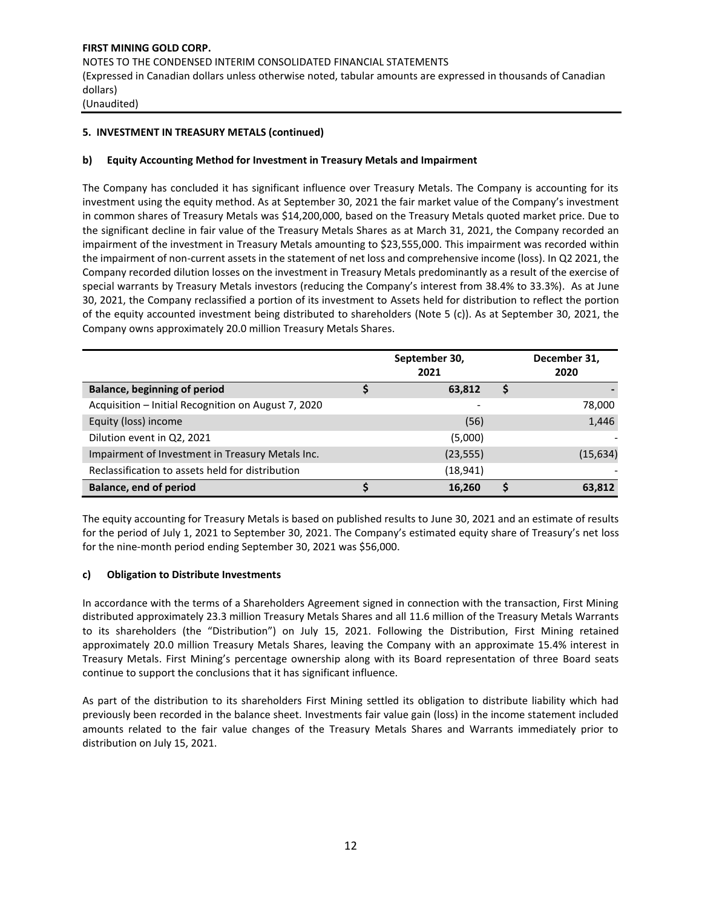## 5. INVESTMENT IN TREASURY METALS (continued)

### b) Equity Accounting Method for Investment in Treasury Metals and Impairment

The Company has concluded it has significant influence over Treasury Metals. The Company is accounting for its investment using the equity method. As at September 30, 2021 the fair market value of the Company's investment in common shares of Treasury Metals was $14,200,000, based on the Treasury Metals quoted market price. Due to the significant decline in fair value of the Treasury Metals Shares as at March 31, 2021, the Company recorded an impairment of the investment in Treasury Metals amounting to $23,555,000. This impairment was recorded within the impairment of non-current assets in the statement of net loss and comprehensive income (loss). In Q2 2021, the Company recorded dilution losses on the investment in Treasury Metals predominantly as a result of the exercise of special warrants by Treasury Metals investors (reducing the Company's interest from 38.4% to 33.3%). As at June 30, 2021, the Company reclassified a portion of its investment to Assets held for distribution to reflect the portion of the equity accounted investment being distributed to shareholders (Note 5 (c)). As at September 30, 2021, the Company owns approximately 20.0 million Treasury Metals Shares.

| | September 30, 2021 | December 31, 2020 |
|---|---|---|
| **Balance, beginning of period** | $ 63,812 | $ - |
| Acquisition – Initial Recognition on August 7, 2020 | - | 78,000 |
| Equity (loss) income | (56) | 1,446 |
| Dilution event in Q2, 2021 | (5,000) | - |
| Impairment of Investment in Treasury Metals Inc. | (23,555) | (15,634) |
| Reclassification to assets held for distribution | (18,941) | - |
| **Balance, end of period** | **$ 16,260** | **$ 63,812** |

The equity accounting for Treasury Metals is based on published results to June 30, 2021 and an estimate of results for the period of July 1, 2021 to September 30, 2021. The Company's estimated equity share of Treasury's net loss for the nine-month period ending September 30, 2021 was $56,000.

### c) Obligation to Distribute Investments

In accordance with the terms of a Shareholders Agreement signed in connection with the transaction, First Mining distributed approximately 23.3 million Treasury Metals Shares and all 11.6 million of the Treasury Metals Warrants to its shareholders (the "Distribution") on July 15, 2021. Following the Distribution, First Mining retained approximately 20.0 million Treasury Metals Shares, leaving the Company with an approximate 15.4% interest in Treasury Metals. First Mining's percentage ownership along with its Board representation of three Board seats continue to support the conclusions that it has significant influence.

As part of the distribution to its shareholders First Mining settled its obligation to distribute liability which had previously been recorded in the balance sheet. Investments fair value gain (loss) in the income statement included amounts related to the fair value changes of the Treasury Metals Shares and Warrants immediately prior to distribution on July 15, 2021.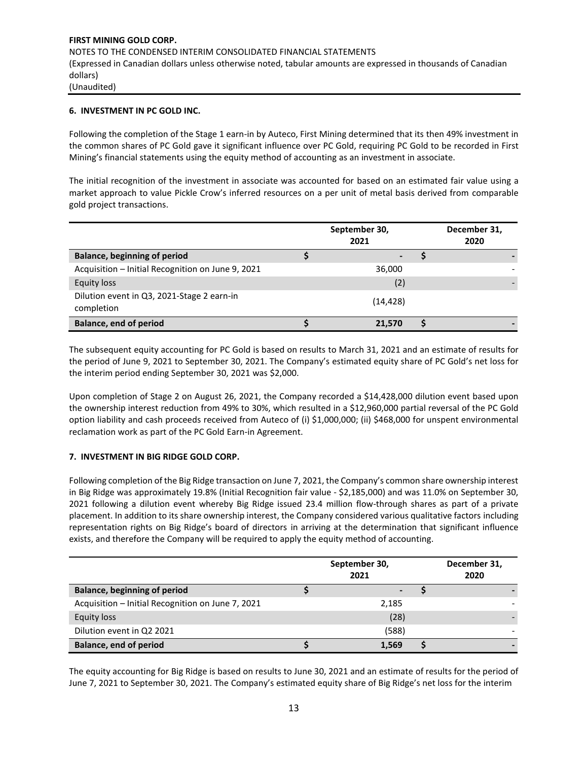## 6. INVESTMENT IN PC GOLD INC.

Following the completion of the Stage 1 earn-in by Auteco, First Mining determined that its then 49% investment in the common shares of PC Gold gave it significant influence over PC Gold, requiring PC Gold to be recorded in First Mining's financial statements using the equity method of accounting as an investment in associate.

The initial recognition of the investment in associate was accounted for based on an estimated fair value using a market approach to value Pickle Crow's inferred resources on a per unit of metal basis derived from comparable gold project transactions.

| | September 30, 2021 | December 31, 2020 |
|---|---|---|
| **Balance, beginning of period** | $ - | $ - |
| Acquisition – Initial Recognition on June 9, 2021 | 36,000 | - |
| Equity loss | (2) | - |
| Dilution event in Q3, 2021-Stage 2 earn-in completion | (14,428) | |
| **Balance, end of period** | **$ 21,570** | **$ -** |

The subsequent equity accounting for PC Gold is based on results to March 31, 2021 and an estimate of results for the period of June 9, 2021 to September 30, 2021. The Company's estimated equity share of PC Gold's net loss for the interim period ending September 30, 2021 was $2,000.

Upon completion of Stage 2 on August 26, 2021, the Company recorded a $14,428,000 dilution event based upon the ownership interest reduction from 49% to 30%, which resulted in a $12,960,000 partial reversal of the PC Gold option liability and cash proceeds received from Auteco of (i) $1,000,000; (ii) $468,000 for unspent environmental reclamation work as part of the PC Gold Earn-in Agreement.

## 7. INVESTMENT IN BIG RIDGE GOLD CORP.

Following completion of the Big Ridge transaction on June 7, 2021, the Company's common share ownership interest in Big Ridge was approximately 19.8% (Initial Recognition fair value - $2,185,000) and was 11.0% on September 30, 2021 following a dilution event whereby Big Ridge issued 23.4 million flow-through shares as part of a private placement. In addition to its share ownership interest, the Company considered various qualitative factors including representation rights on Big Ridge's board of directors in arriving at the determination that significant influence exists, and therefore the Company will be required to apply the equity method of accounting.

| | September 30, 2021 | December 31, 2020 |
|---|---|---|
| **Balance, beginning of period** | $ - | $ - |
| Acquisition – Initial Recognition on June 7, 2021 | 2,185 | - |
| Equity loss | (28) | - |
| Dilution event in Q2 2021 | (588) | - |
| **Balance, end of period** | **$ 1,569** | **$ -** |

The equity accounting for Big Ridge is based on results to June 30, 2021 and an estimate of results for the period of June 7, 2021 to September 30, 2021. The Company's estimated equity share of Big Ridge's net loss for the interim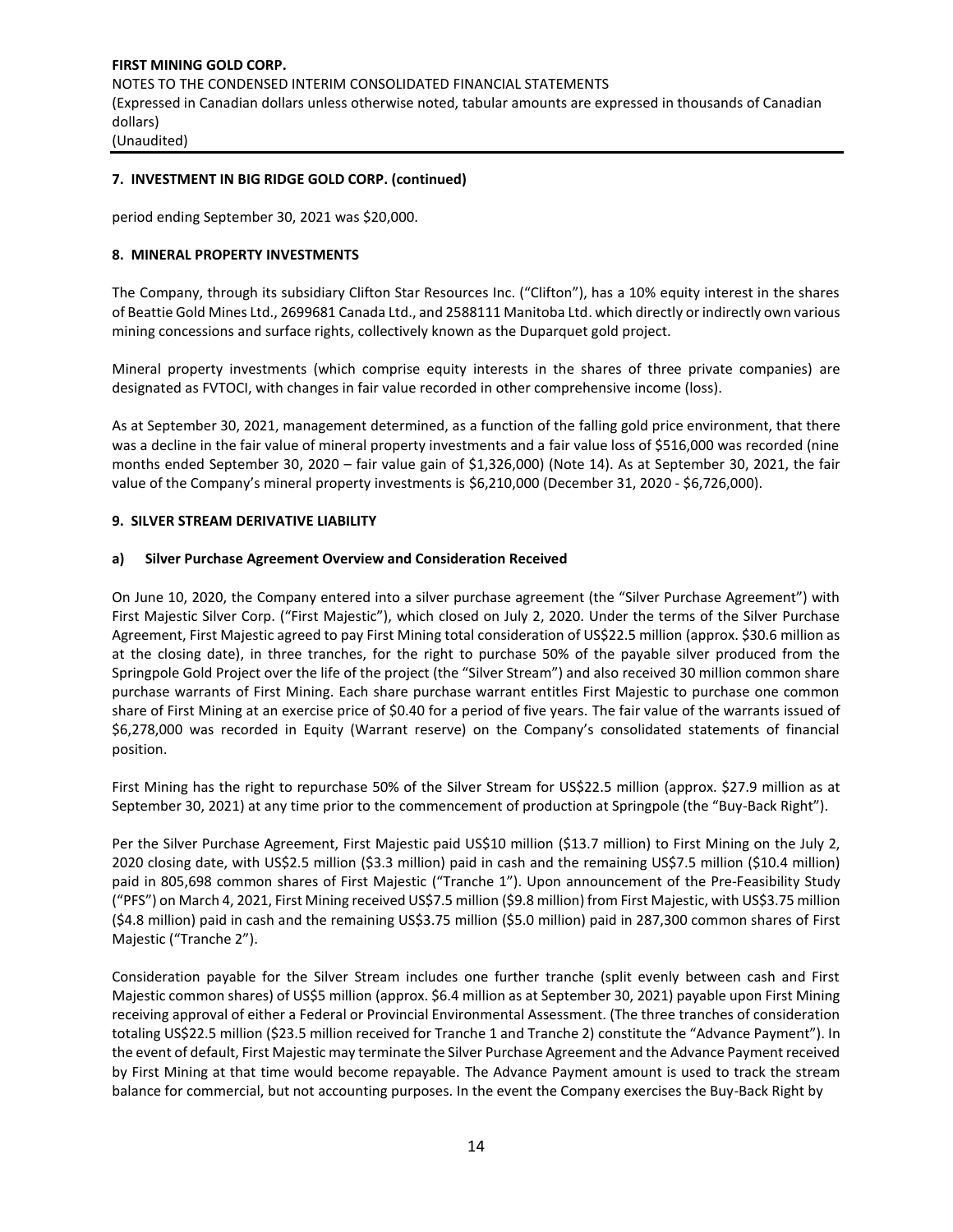## 7. INVESTMENT IN BIG RIDGE GOLD CORP. (continued)

period ending September 30, 2021 was $20,000.

## 8. MINERAL PROPERTY INVESTMENTS

The Company, through its subsidiary Clifton Star Resources Inc. ("Clifton"), has a 10% equity interest in the shares of Beattie Gold Mines Ltd., 2699681 Canada Ltd., and 2588111 Manitoba Ltd. which directly or indirectly own various mining concessions and surface rights, collectively known as the Duparquet gold project.

Mineral property investments (which comprise equity interests in the shares of three private companies) are designated as FVTOCI, with changes in fair value recorded in other comprehensive income (loss).

As at September 30, 2021, management determined, as a function of the falling gold price environment, that there was a decline in the fair value of mineral property investments and a fair value loss of $516,000 was recorded (nine months ended September 30, 2020 – fair value gain of $1,326,000) (Note 14). As at September 30, 2021, the fair value of the Company's mineral property investments is $6,210,000 (December 31, 2020 - $6,726,000).

## 9. SILVER STREAM DERIVATIVE LIABILITY

### a) Silver Purchase Agreement Overview and Consideration Received

On June 10, 2020, the Company entered into a silver purchase agreement (the "Silver Purchase Agreement") with First Majestic Silver Corp. ("First Majestic"), which closed on July 2, 2020. Under the terms of the Silver Purchase Agreement, First Majestic agreed to pay First Mining total consideration of US$22.5 million (approx. $30.6 million as at the closing date), in three tranches, for the right to purchase 50% of the payable silver produced from the Springpole Gold Project over the life of the project (the "Silver Stream") and also received 30 million common share purchase warrants of First Mining. Each share purchase warrant entitles First Majestic to purchase one common share of First Mining at an exercise price of $0.40 for a period of five years. The fair value of the warrants issued of $6,278,000 was recorded in Equity (Warrant reserve) on the Company's consolidated statements of financial position.

First Mining has the right to repurchase 50% of the Silver Stream for US$22.5 million (approx. $27.9 million as at September 30, 2021) at any time prior to the commencement of production at Springpole (the "Buy-Back Right").

Per the Silver Purchase Agreement, First Majestic paid US$10 million ($13.7 million) to First Mining on the July 2, 2020 closing date, with US$2.5 million ($3.3 million) paid in cash and the remaining US$7.5 million ($10.4 million) paid in 805,698 common shares of First Majestic ("Tranche 1"). Upon announcement of the Pre-Feasibility Study ("PFS") on March 4, 2021, First Mining received US$7.5 million ($9.8 million) from First Majestic, with US$3.75 million ($4.8 million) paid in cash and the remaining US$3.75 million ($5.0 million) paid in 287,300 common shares of First Majestic ("Tranche 2").

Consideration payable for the Silver Stream includes one further tranche (split evenly between cash and First Majestic common shares) of US$5 million (approx. $6.4 million as at September 30, 2021) payable upon First Mining receiving approval of either a Federal or Provincial Environmental Assessment. (The three tranches of consideration totaling US$22.5 million ($23.5 million received for Tranche 1 and Tranche 2) constitute the "Advance Payment"). In the event of default, First Majestic may terminate the Silver Purchase Agreement and the Advance Payment received by First Mining at that time would become repayable. The Advance Payment amount is used to track the stream balance for commercial, but not accounting purposes. In the event the Company exercises the Buy-Back Right by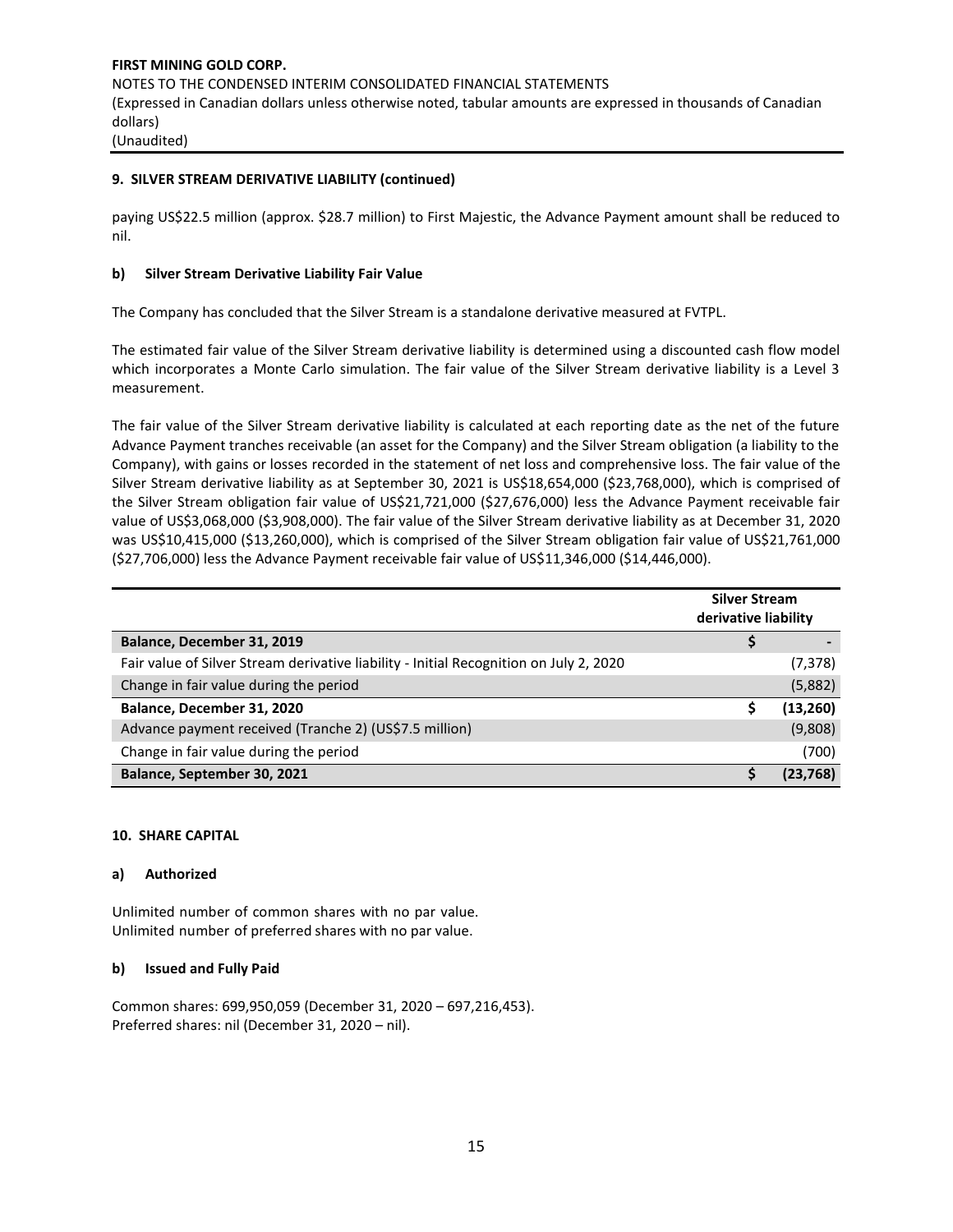### 9. SILVER STREAM DERIVATIVE LIABILITY (continued)

paying US$22.5 million (approx. $28.7 million) to First Majestic, the Advance Payment amount shall be reduced to nil.

#### b) Silver Stream Derivative Liability Fair Value

The Company has concluded that the Silver Stream is a standalone derivative measured at FVTPL.

The estimated fair value of the Silver Stream derivative liability is determined using a discounted cash flow model which incorporates a Monte Carlo simulation. The fair value of the Silver Stream derivative liability is a Level 3 measurement.

The fair value of the Silver Stream derivative liability is calculated at each reporting date as the net of the future Advance Payment tranches receivable (an asset for the Company) and the Silver Stream obligation (a liability to the Company), with gains or losses recorded in the statement of net loss and comprehensive loss. The fair value of the Silver Stream derivative liability as at September 30, 2021 is US$18,654,000 ($23,768,000), which is comprised of the Silver Stream obligation fair value of US$21,721,000 ($27,676,000) less the Advance Payment receivable fair value of US$3,068,000 ($3,908,000). The fair value of the Silver Stream derivative liability as at December 31, 2020 was US$10,415,000 ($13,260,000), which is comprised of the Silver Stream obligation fair value of US$21,761,000 ($27,706,000) less the Advance Payment receivable fair value of US$11,346,000 ($14,446,000).

| | Silver Stream derivative liability |
|---|---|
| **Balance, December 31, 2019** | **$ -** |
| Fair value of Silver Stream derivative liability - Initial Recognition on July 2, 2020 | (7,378) |
| Change in fair value during the period | (5,882) |
| **Balance, December 31, 2020** | **$ (13,260)** |
| Advance payment received (Tranche 2) (US$7.5 million) | (9,808) |
| Change in fair value during the period | (700) |
| **Balance, September 30, 2021** | **$ (23,768)** |

### 10. SHARE CAPITAL

#### a) Authorized

Unlimited number of common shares with no par value.
Unlimited number of preferred shares with no par value.

#### b) Issued and Fully Paid

Common shares: 699,950,059 (December 31, 2020 – 697,216,453).
Preferred shares: nil (December 31, 2020 – nil).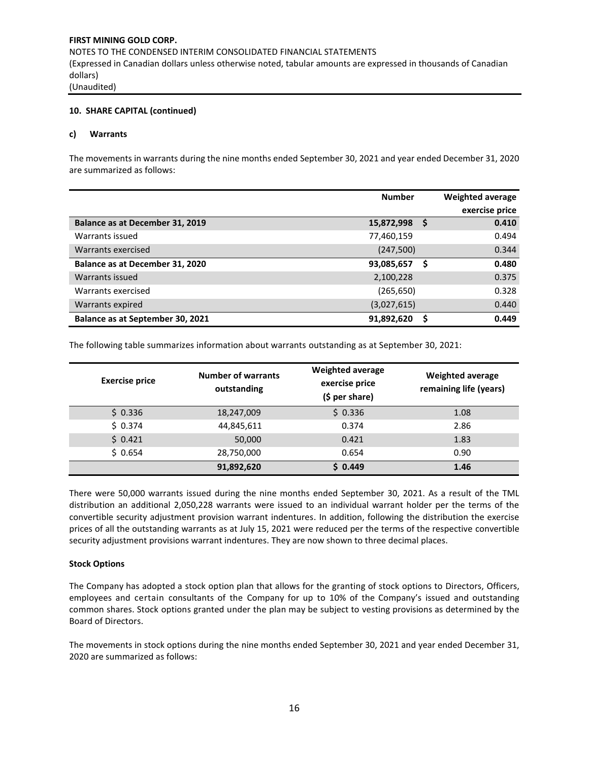**10. SHARE CAPITAL (continued)**

**c) Warrants**

The movements in warrants during the nine months ended September 30, 2021 and year ended December 31, 2020 are summarized as follows:

| | Number | Weighted average exercise price |
|---|---|---|
| **Balance as at December 31, 2019** | **15,872,998** | **$ 0.410** |
| Warrants issued | 77,460,159 | 0.494 |
| Warrants exercised | (247,500) | 0.344 |
| **Balance as at December 31, 2020** | **93,085,657** | **$ 0.480** |
| Warrants issued | 2,100,228 | 0.375 |
| Warrants exercised | (265,650) | 0.328 |
| Warrants expired | (3,027,615) | 0.440 |
| **Balance as at September 30, 2021** | **91,892,620** | **$ 0.449** |

The following table summarizes information about warrants outstanding as at September 30, 2021:

| Exercise price | Number of warrants outstanding | Weighted average exercise price ($ per share) | Weighted average remaining life (years) |
|---|---|---|---|
| $ 0.336 | 18,247,009 | $ 0.336 | 1.08 |
| $ 0.374 | 44,845,611 | 0.374 | 2.86 |
| $ 0.421 | 50,000 | 0.421 | 1.83 |
| $ 0.654 | 28,750,000 | 0.654 | 0.90 |
| | **91,892,620** | **$ 0.449** | **1.46** |

There were 50,000 warrants issued during the nine months ended September 30, 2021. As a result of the TML distribution an additional 2,050,228 warrants were issued to an individual warrant holder per the terms of the convertible security adjustment provision warrant indentures. In addition, following the distribution the exercise prices of all the outstanding warrants as at July 15, 2021 were reduced per the terms of the respective convertible security adjustment provisions warrant indentures. They are now shown to three decimal places.

**Stock Options**

The Company has adopted a stock option plan that allows for the granting of stock options to Directors, Officers, employees and certain consultants of the Company for up to 10% of the Company's issued and outstanding common shares. Stock options granted under the plan may be subject to vesting provisions as determined by the Board of Directors.

The movements in stock options during the nine months ended September 30, 2021 and year ended December 31, 2020 are summarized as follows: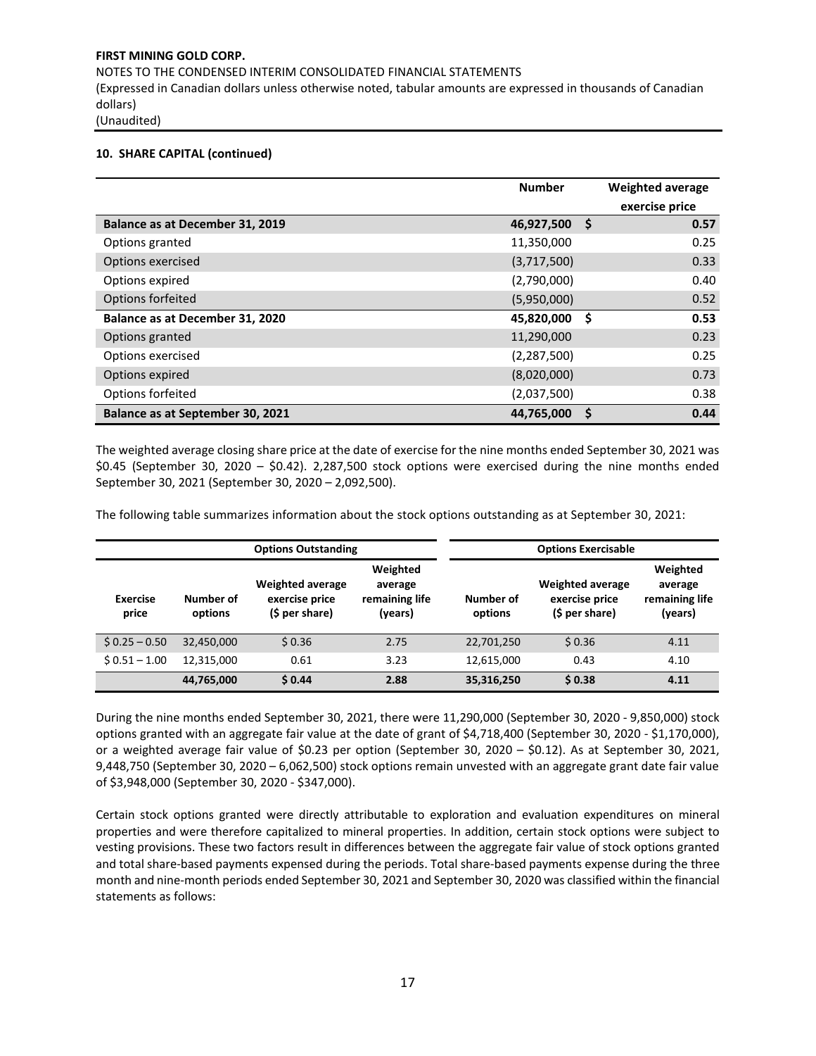**10. SHARE CAPITAL (continued)**

| | Number | Weighted average exercise price |
|---|---|---|
| **Balance as at December 31, 2019** | **46,927,500** | **$ 0.57** |
| Options granted | 11,350,000 | 0.25 |
| Options exercised | (3,717,500) | 0.33 |
| Options expired | (2,790,000) | 0.40 |
| Options forfeited | (5,950,000) | 0.52 |
| **Balance as at December 31, 2020** | **45,820,000** | **$ 0.53** |
| Options granted | 11,290,000 | 0.23 |
| Options exercised | (2,287,500) | 0.25 |
| Options expired | (8,020,000) | 0.73 |
| Options forfeited | (2,037,500) | 0.38 |
| **Balance as at September 30, 2021** | **44,765,000** | **$ 0.44** |

The weighted average closing share price at the date of exercise for the nine months ended September 30, 2021 was $0.45 (September 30, 2020 – $0.42). 2,287,500 stock options were exercised during the nine months ended September 30, 2021 (September 30, 2020 – 2,092,500).

The following table summarizes information about the stock options outstanding as at September 30, 2021:

| Options Outstanding | | | | Options Exercisable | | |
|---|---|---|---|---|---|---|
| Exercise price | Number of options | Weighted average exercise price ($ per share) | Weighted average remaining life (years) | Number of options | Weighted average exercise price ($ per share) | Weighted average remaining life (years) |
| $ 0.25 – 0.50 | 32,450,000 | $ 0.36 | 2.75 | 22,701,250 | $ 0.36 | 4.11 |
| $ 0.51 – 1.00 | 12,315,000 | 0.61 | 3.23 | 12,615,000 | 0.43 | 4.10 |
| | **44,765,000** | **$ 0.44** | **2.88** | **35,316,250** | **$ 0.38** | **4.11** |

During the nine months ended September 30, 2021, there were 11,290,000 (September 30, 2020 - 9,850,000) stock options granted with an aggregate fair value at the date of grant of $4,718,400 (September 30, 2020 - $1,170,000), or a weighted average fair value of $0.23 per option (September 30, 2020 – $0.12). As at September 30, 2021, 9,448,750 (September 30, 2020 – 6,062,500) stock options remain unvested with an aggregate grant date fair value of $3,948,000 (September 30, 2020 - $347,000).

Certain stock options granted were directly attributable to exploration and evaluation expenditures on mineral properties and were therefore capitalized to mineral properties. In addition, certain stock options were subject to vesting provisions. These two factors result in differences between the aggregate fair value of stock options granted and total share-based payments expensed during the periods. Total share-based payments expense during the three month and nine-month periods ended September 30, 2021 and September 30, 2020 was classified within the financial statements as follows: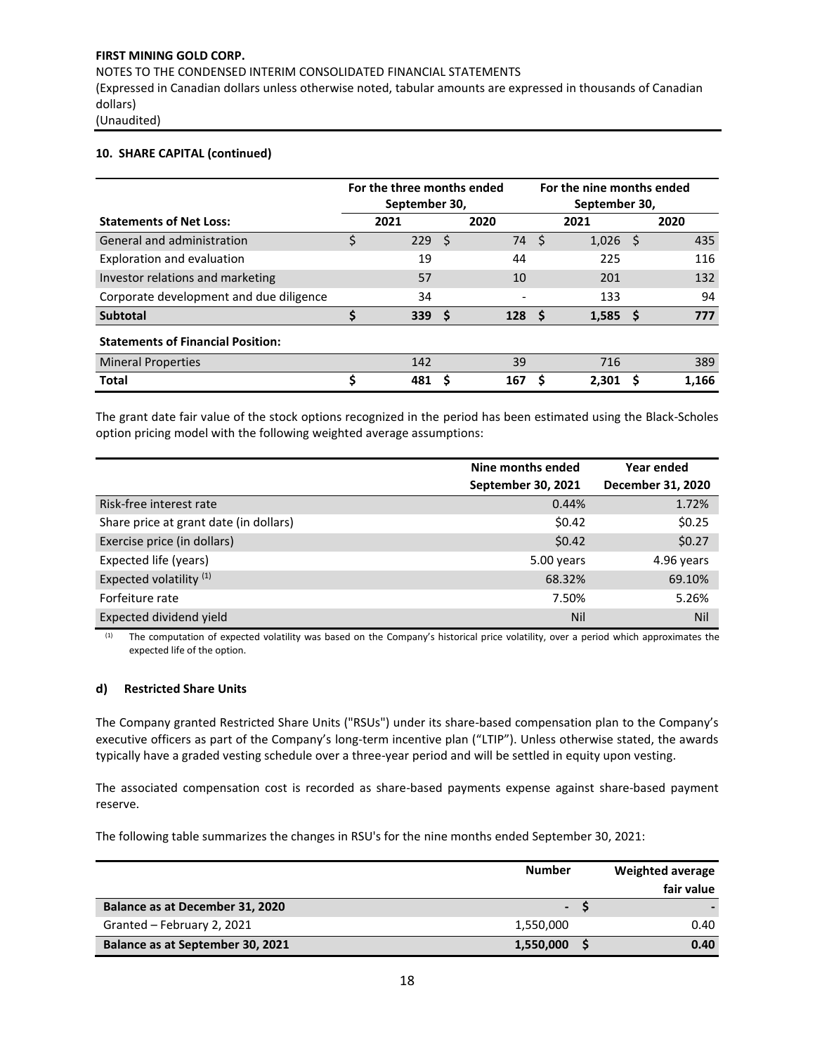**10. SHARE CAPITAL (continued)**

| | For the three months ended September 30, | | For the nine months ended September 30, | |
|---|---|---|---|---|
| **Statements of Net Loss:** | **2021** | **2020** | **2021** | **2020** |
| General and administration | $ 229 | $ 74 | $ 1,026 | $ 435 |
| Exploration and evaluation | 19 | 44 | 225 | 116 |
| Investor relations and marketing | 57 | 10 | 201 | 132 |
| Corporate development and due diligence | 34 | - | 133 | 94 |
| **Subtotal** | **$ 339** | **$ 128** | **$ 1,585** | **$ 777** |
| **Statements of Financial Position:** | | | | |
| Mineral Properties | 142 | 39 | 716 | 389 |
| **Total** | **$ 481** | **$ 167** | **$ 2,301** | **$ 1,166** |

The grant date fair value of the stock options recognized in the period has been estimated using the Black-Scholes option pricing model with the following weighted average assumptions:

| | Nine months ended September 30, 2021 | Year ended December 31, 2020 |
|---|---|---|
| Risk-free interest rate | 0.44% | 1.72% |
| Share price at grant date (in dollars) | \$0.42 | \$0.25 |
| Exercise price (in dollars) | \$0.42 | \$0.27 |
| Expected life (years) | 5.00 years | 4.96 years |
| Expected volatility [(1)] | 68.32% | 69.10% |
| Forfeiture rate | 7.50% | 5.26% |
| Expected dividend yield | Nil | Nil |

(1) The computation of expected volatility was based on the Company's historical price volatility, over a period which approximates the expected life of the option.

**d) Restricted Share Units**

The Company granted Restricted Share Units ("RSUs") under its share-based compensation plan to the Company's executive officers as part of the Company's long-term incentive plan ("LTIP"). Unless otherwise stated, the awards typically have a graded vesting schedule over a three-year period and will be settled in equity upon vesting.

The associated compensation cost is recorded as share-based payments expense against share-based payment reserve.

The following table summarizes the changes in RSU's for the nine months ended September 30, 2021:

| | Number | Weighted average fair value |
|---|---|---|
| **Balance as at December 31, 2020** | **-** | **$ -** |
| Granted – February 2, 2021 | 1,550,000 | 0.40 |
| **Balance as at September 30, 2021** | **1,550,000** | **$ 0.40** |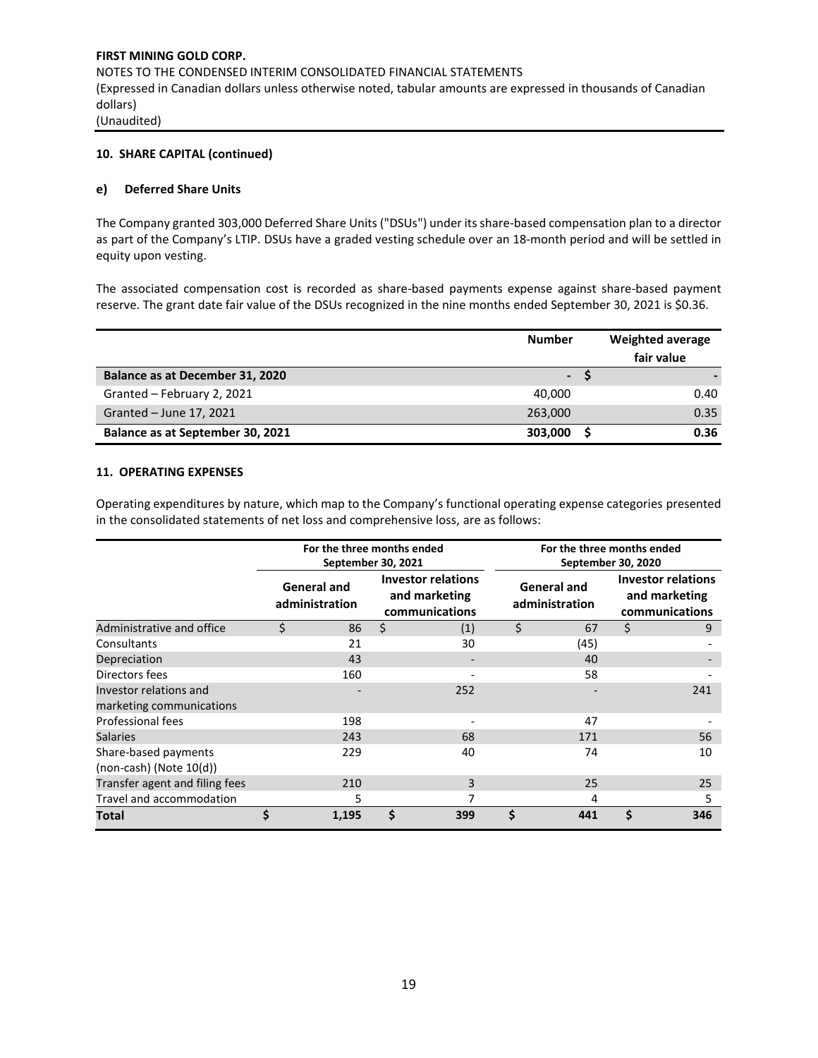### 10. SHARE CAPITAL (continued)

#### e) Deferred Share Units

The Company granted 303,000 Deferred Share Units ("DSUs") under its share-based compensation plan to a director as part of the Company's LTIP. DSUs have a graded vesting schedule over an 18-month period and will be settled in equity upon vesting.

The associated compensation cost is recorded as share-based payments expense against share-based payment reserve. The grant date fair value of the DSUs recognized in the nine months ended September 30, 2021 is $0.36.

| | Number | Weighted average fair value |
|---|---|---|
| **Balance as at December 31, 2020** | - | $ - |
| Granted – February 2, 2021 | 40,000 | 0.40 |
| Granted – June 17, 2021 | 263,000 | 0.35 |
| **Balance as at September 30, 2021** | **303,000** | **$ 0.36** |

### 11. OPERATING EXPENSES

Operating expenditures by nature, which map to the Company's functional operating expense categories presented in the consolidated statements of net loss and comprehensive loss, are as follows:

| | For the three months ended September 30, 2021 | | For the three months ended September 30, 2020 | |
|---|---|---|---|---|
| | General and administration | Investor relations and marketing communications | General and administration | Investor relations and marketing communications |
| Administrative and office | $ 86 | $ (1) | $ 67 | $ 9 |
| Consultants | 21 | 30 | (45) | - |
| Depreciation | 43 | - | 40 | - |
| Directors fees | 160 | - | 58 | - |
| Investor relations and marketing communications | - | 252 | - | 241 |
| Professional fees | 198 | - | 47 | - |
| Salaries | 243 | 68 | 171 | 56 |
| Share-based payments (non-cash) (Note 10(d)) | 229 | 40 | 74 | 10 |
| Transfer agent and filing fees | 210 | 3 | 25 | 25 |
| Travel and accommodation | 5 | 7 | 4 | 5 |
| **Total** | **$ 1,195** | **$ 399** | **$ 441** | **$ 346** |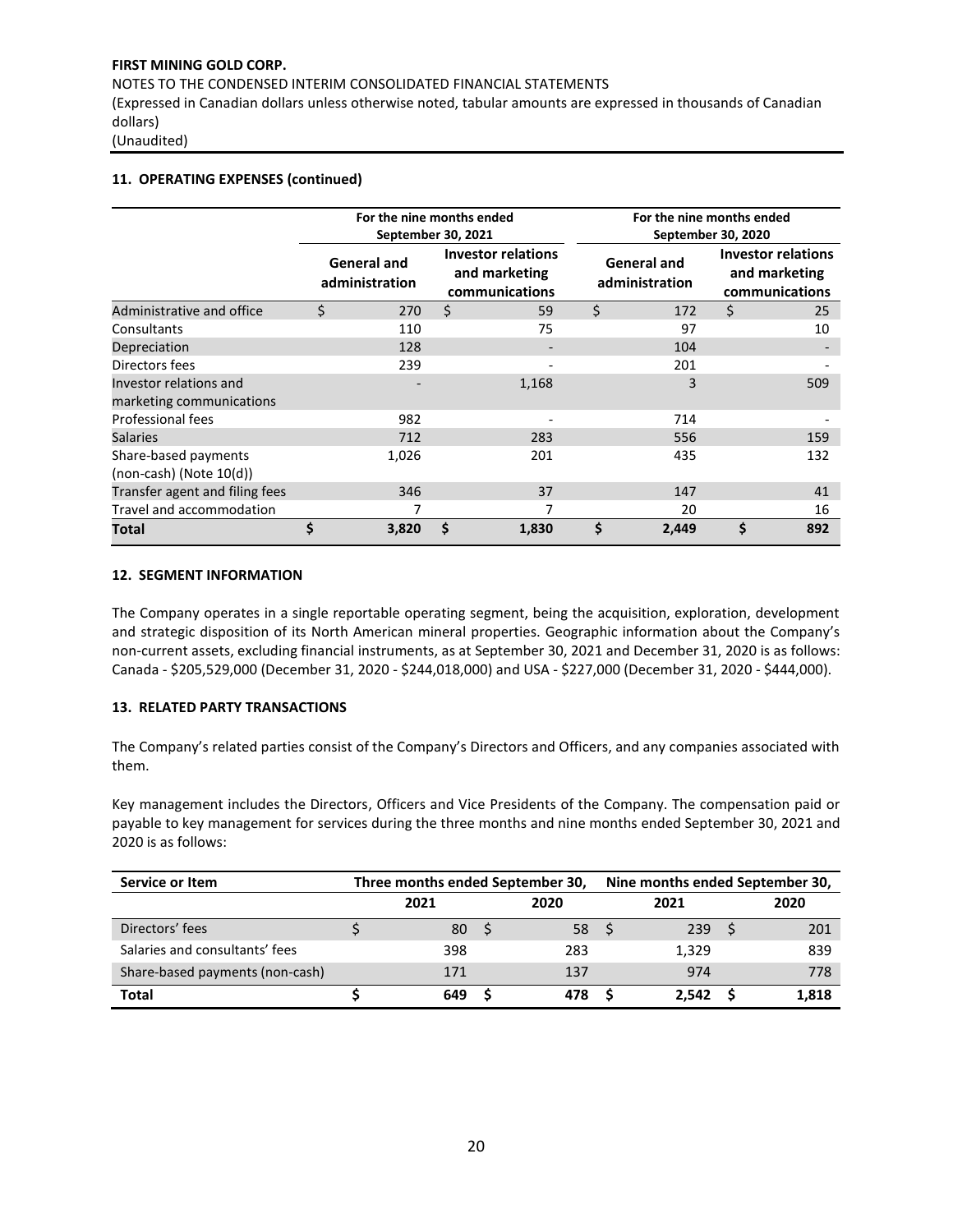## 11. OPERATING EXPENSES (continued)

| | For the nine months ended September 30, 2021 | | For the nine months ended September 30, 2020 | |
|---|---|---|---|---|
| | General and administration | Investor relations and marketing communications | General and administration | Investor relations and marketing communications |
| Administrative and office | $ 270 | $ 59 | $ 172 | $ 25 |
| Consultants | 110 | 75 | 97 | 10 |
| Depreciation | 128 | - | 104 | - |
| Directors fees | 239 | - | 201 | - |
| Investor relations and marketing communications | - | 1,168 | 3 | 509 |
| Professional fees | 982 | - | 714 | - |
| Salaries | 712 | 283 | 556 | 159 |
| Share-based payments (non-cash) (Note 10(d)) | 1,026 | 201 | 435 | 132 |
| Transfer agent and filing fees | 346 | 37 | 147 | 41 |
| Travel and accommodation | 7 | 7 | 20 | 16 |
| **Total** | **$ 3,820** | **$ 1,830** | **$ 2,449** | **$ 892** |

## 12. SEGMENT INFORMATION

The Company operates in a single reportable operating segment, being the acquisition, exploration, development and strategic disposition of its North American mineral properties. Geographic information about the Company's non-current assets, excluding financial instruments, as at September 30, 2021 and December 31, 2020 is as follows: Canada - $205,529,000 (December 31, 2020 - $244,018,000) and USA - $227,000 (December 31, 2020 - $444,000).

## 13. RELATED PARTY TRANSACTIONS

The Company's related parties consist of the Company's Directors and Officers, and any companies associated with them.

Key management includes the Directors, Officers and Vice Presidents of the Company. The compensation paid or payable to key management for services during the three months and nine months ended September 30, 2021 and 2020 is as follows:

| Service or Item | Three months ended September 30, | | Nine months ended September 30, | |
|---|---|---|---|---|
| | 2021 | 2020 | 2021 | 2020 |
| Directors' fees | $ 80 | $ 58 | $ 239 | $ 201 |
| Salaries and consultants' fees | 398 | 283 | 1,329 | 839 |
| Share-based payments (non-cash) | 171 | 137 | 974 | 778 |
| **Total** | **$ 649** | **$ 478** | **$ 2,542** | **$ 1,818** |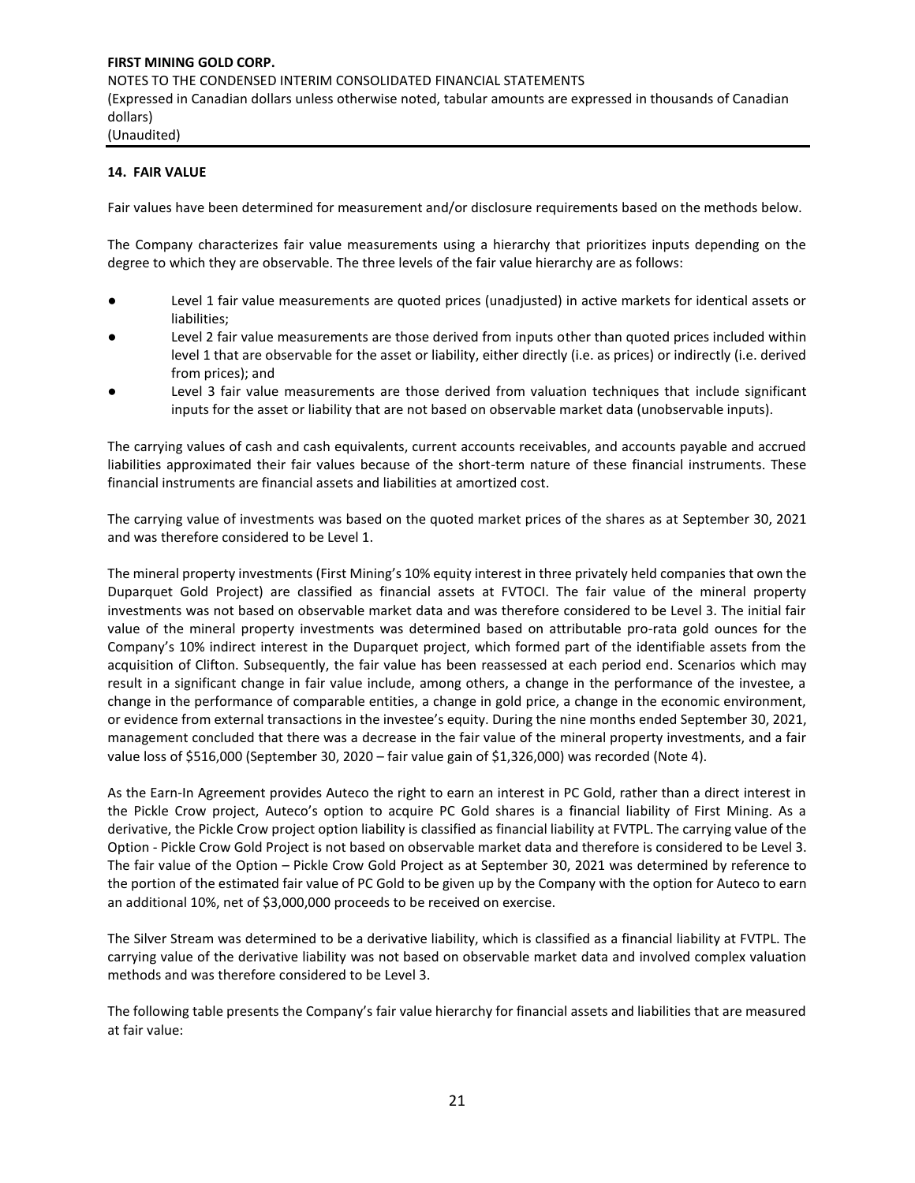## 14. FAIR VALUE

Fair values have been determined for measurement and/or disclosure requirements based on the methods below.

The Company characterizes fair value measurements using a hierarchy that prioritizes inputs depending on the degree to which they are observable. The three levels of the fair value hierarchy are as follows:

- Level 1 fair value measurements are quoted prices (unadjusted) in active markets for identical assets or liabilities;
- Level 2 fair value measurements are those derived from inputs other than quoted prices included within level 1 that are observable for the asset or liability, either directly (i.e. as prices) or indirectly (i.e. derived from prices); and
- Level 3 fair value measurements are those derived from valuation techniques that include significant inputs for the asset or liability that are not based on observable market data (unobservable inputs).

The carrying values of cash and cash equivalents, current accounts receivables, and accounts payable and accrued liabilities approximated their fair values because of the short-term nature of these financial instruments. These financial instruments are financial assets and liabilities at amortized cost.

The carrying value of investments was based on the quoted market prices of the shares as at September 30, 2021 and was therefore considered to be Level 1.

The mineral property investments (First Mining's 10% equity interest in three privately held companies that own the Duparquet Gold Project) are classified as financial assets at FVTOCI. The fair value of the mineral property investments was not based on observable market data and was therefore considered to be Level 3. The initial fair value of the mineral property investments was determined based on attributable pro-rata gold ounces for the Company's 10% indirect interest in the Duparquet project, which formed part of the identifiable assets from the acquisition of Clifton. Subsequently, the fair value has been reassessed at each period end. Scenarios which may result in a significant change in fair value include, among others, a change in the performance of the investee, a change in the performance of comparable entities, a change in gold price, a change in the economic environment, or evidence from external transactions in the investee's equity. During the nine months ended September 30, 2021, management concluded that there was a decrease in the fair value of the mineral property investments, and a fair value loss of $516,000 (September 30, 2020 – fair value gain of $1,326,000) was recorded (Note 4).

As the Earn-In Agreement provides Auteco the right to earn an interest in PC Gold, rather than a direct interest in the Pickle Crow project, Auteco's option to acquire PC Gold shares is a financial liability of First Mining. As a derivative, the Pickle Crow project option liability is classified as financial liability at FVTPL. The carrying value of the Option - Pickle Crow Gold Project is not based on observable market data and therefore is considered to be Level 3. The fair value of the Option – Pickle Crow Gold Project as at September 30, 2021 was determined by reference to the portion of the estimated fair value of PC Gold to be given up by the Company with the option for Auteco to earn an additional 10%, net of $3,000,000 proceeds to be received on exercise.

The Silver Stream was determined to be a derivative liability, which is classified as a financial liability at FVTPL. The carrying value of the derivative liability was not based on observable market data and involved complex valuation methods and was therefore considered to be Level 3.

The following table presents the Company's fair value hierarchy for financial assets and liabilities that are measured at fair value: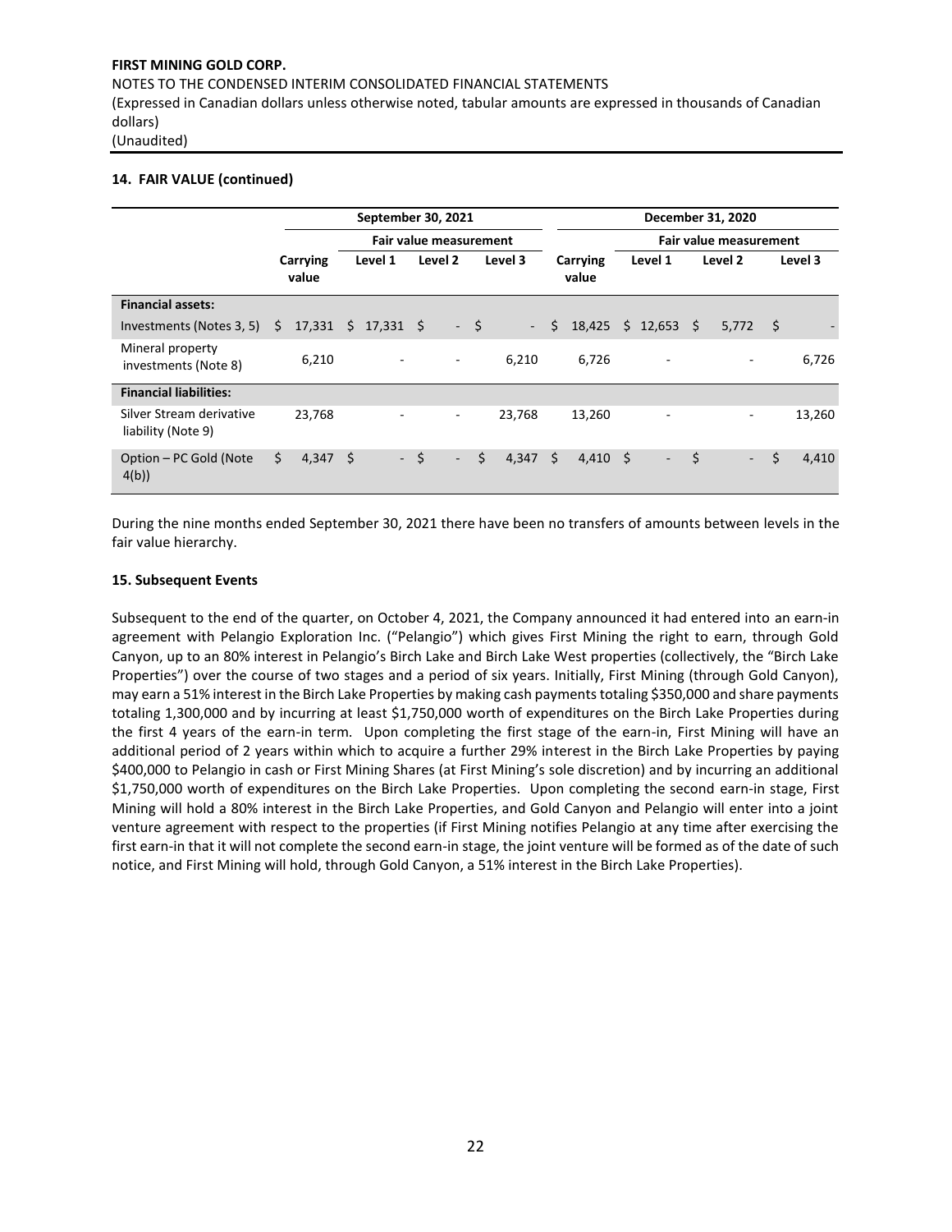**FIRST MINING GOLD CORP.**

NOTES TO THE CONDENSED INTERIM CONSOLIDATED FINANCIAL STATEMENTS

(Expressed in Canadian dollars unless otherwise noted, tabular amounts are expressed in thousands of Canadian dollars)

(Unaudited)

**14. FAIR VALUE (continued)**

| | September 30, 2021 | | | | December 31, 2020 | | | |
|---|---|---|---|---|---|---|---|---|
| | | Fair value measurement | | | | Fair value measurement | | |
| | Carrying value | Level 1 | Level 2 | Level 3 | Carrying value | Level 1 | Level 2 | Level 3 |
| **Financial assets:** | | | | | | | | |
| Investments (Notes 3, 5) | $ 17,331 | $ 17,331 | $ - | $ - | $ 18,425 | $ 12,653 | $ 5,772 | $ - |
| Mineral property investments (Note 8) | 6,210 | - | - | 6,210 | 6,726 | - | - | 6,726 |
| **Financial liabilities:** | | | | | | | | |
| Silver Stream derivative liability (Note 9) | 23,768 | - | - | 23,768 | 13,260 | - | - | 13,260 |
| Option – PC Gold (Note 4(b)) | $ 4,347 | $ - | $ - | $ 4,347 | $ 4,410 | $ - | $ - | $ 4,410 |

During the nine months ended September 30, 2021 there have been no transfers of amounts between levels in the fair value hierarchy.

**15. Subsequent Events**

Subsequent to the end of the quarter, on October 4, 2021, the Company announced it had entered into an earn-in agreement with Pelangio Exploration Inc. ("Pelangio") which gives First Mining the right to earn, through Gold Canyon, up to an 80% interest in Pelangio's Birch Lake and Birch Lake West properties (collectively, the "Birch Lake Properties") over the course of two stages and a period of six years. Initially, First Mining (through Gold Canyon), may earn a 51% interest in the Birch Lake Properties by making cash payments totaling $350,000 and share payments totaling 1,300,000 and by incurring at least $1,750,000 worth of expenditures on the Birch Lake Properties during the first 4 years of the earn-in term. Upon completing the first stage of the earn-in, First Mining will have an additional period of 2 years within which to acquire a further 29% interest in the Birch Lake Properties by paying $400,000 to Pelangio in cash or First Mining Shares (at First Mining's sole discretion) and by incurring an additional $1,750,000 worth of expenditures on the Birch Lake Properties. Upon completing the second earn-in stage, First Mining will hold a 80% interest in the Birch Lake Properties, and Gold Canyon and Pelangio will enter into a joint venture agreement with respect to the properties (if First Mining notifies Pelangio at any time after exercising the first earn-in that it will not complete the second earn-in stage, the joint venture will be formed as of the date of such notice, and First Mining will hold, through Gold Canyon, a 51% interest in the Birch Lake Properties).